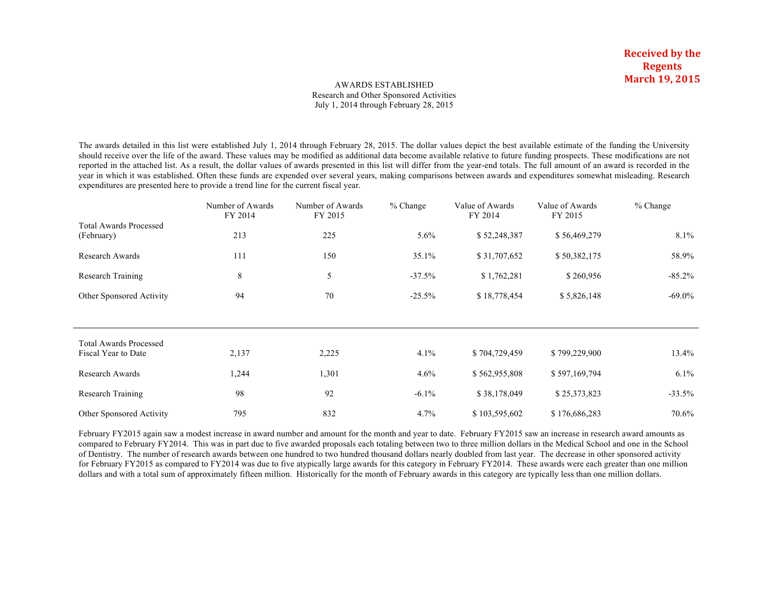**Received by the Regents March 19, 2015**

# AWARDS ESTABLISHED

Research and Other Sponsored Activities

July 1, 2014 through February 28, 2015

The awards detailed in this list were established July 1, 2014 through February 28, 2015. The dollar values depict the best available estimate of the funding the University should receive over the life of the award. These values may be modified as additional data become available relative to future funding prospects. These modifications are not reported in the attached list. As a result, the dollar values of awards presented in this list will differ from the year-end totals. The full amount of an award is recorded in the year in which it was established. Often these funds are expended over several years, making comparisons between awards and expenditures somewhat misleading. Research expenditures are presented here to provide a trend line for the current fiscal year.

| | Number of Awards FY 2014 | Number of Awards FY 2015 | % Change | Value of Awards FY 2014 | Value of Awards FY 2015 | % Change |
|---|---|---|---|---|---|---|
| Total Awards Processed (February) | 213 | 225 | 5.6% | $ 52,248,387 | $ 56,469,279 | 8.1% |
| Research Awards | 111 | 150 | 35.1% | $ 31,707,652 | $ 50,382,175 | 58.9% |
| Research Training | 8 | 5 | -37.5% | $ 1,762,281 | $ 260,956 | -85.2% |
| Other Sponsored Activity | 94 | 70 | -25.5% | $ 18,778,454 | $ 5,826,148 | -69.0% |
| Total Awards Processed Fiscal Year to Date | 2,137 | 2,225 | 4.1% | $ 704,729,459 | $ 799,229,900 | 13.4% |
| Research Awards | 1,244 | 1,301 | 4.6% | $ 562,955,808 | $ 597,169,794 | 6.1% |
| Research Training | 98 | 92 | -6.1% | $ 38,178,049 | $ 25,373,823 | -33.5% |
| Other Sponsored Activity | 795 | 832 | 4.7% | $ 103,595,602 | $ 176,686,283 | 70.6% |

February FY2015 again saw a modest increase in award number and amount for the month and year to date. February FY2015 saw an increase in research award amounts as compared to February FY2014. This was in part due to five awarded proposals each totaling between two to three million dollars in the Medical School and one in the School of Dentistry. The number of research awards between one hundred to two hundred thousand dollars nearly doubled from last year. The decrease in other sponsored activity for February FY2015 as compared to FY2014 was due to five atypically large awards for this category in February FY2014. These awards were each greater than one million dollars and with a total sum of approximately fifteen million. Historically for the month of February awards in this category are typically less than one million dollars.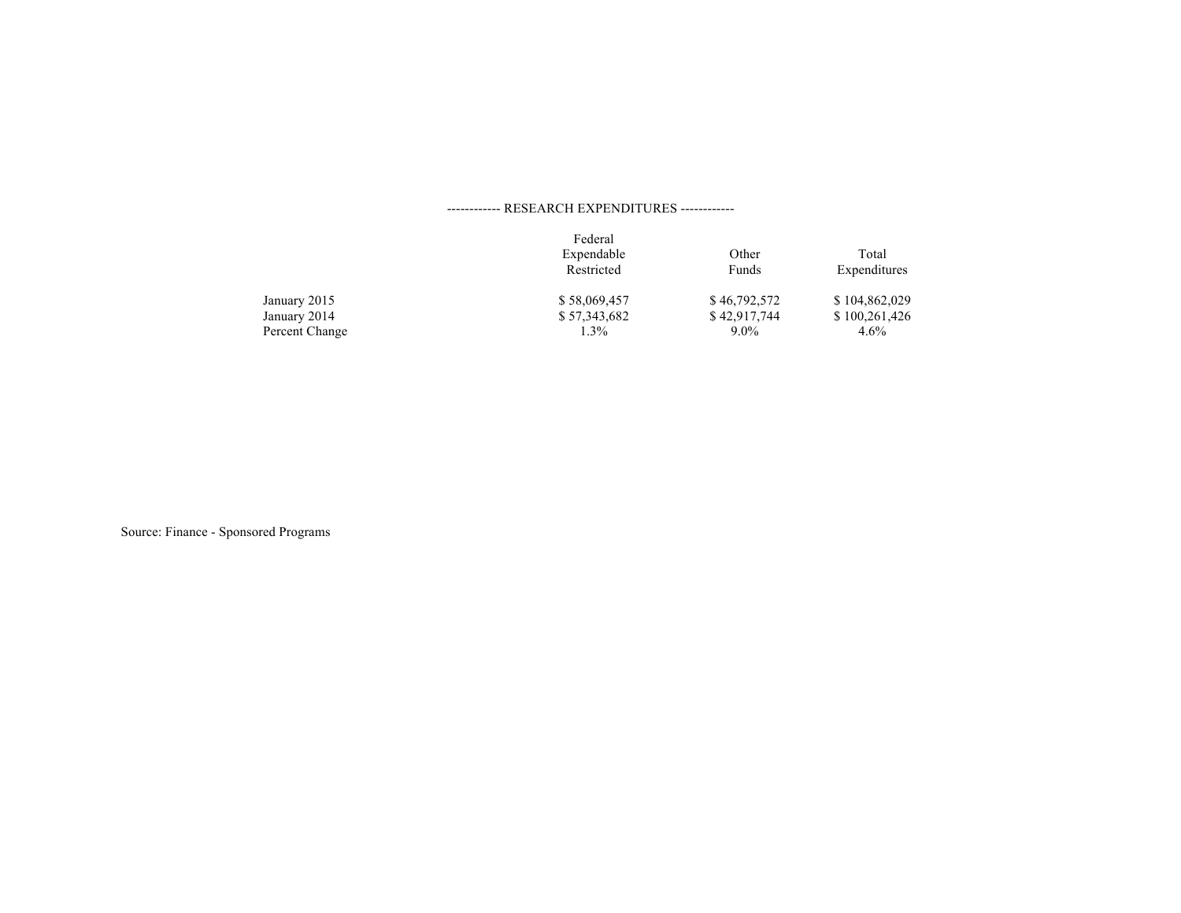------------ RESEARCH EXPENDITURES ------------

| | Federal Expendable Restricted | Other Funds | Total Expenditures |
|---|---|---|---|
| January 2015 | $ 58,069,457 | $ 46,792,572 | $ 104,862,029 |
| January 2014 | $ 57,343,682 | $ 42,917,744 | $ 100,261,426 |
| Percent Change | 1.3% | 9.0% | 4.6% |

Source: Finance - Sponsored Programs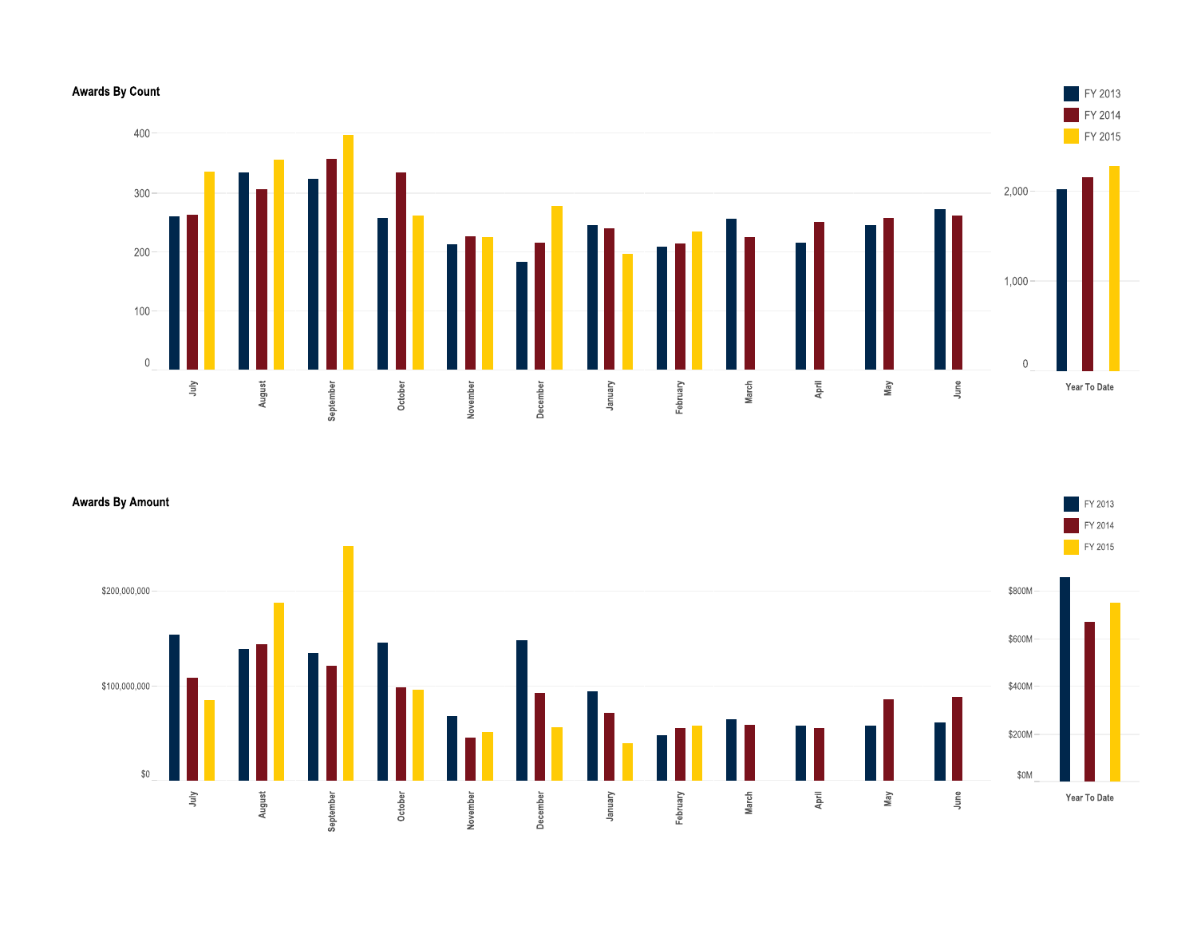## Awards By Count

| | FY 2013 | FY 2014 | FY 2015 |
|---|---|---|---|
| July | 260 | 263 | 335 |
| August | 334 | 306 | 355 |
| September | 323 | 357 | 397 |
| October | 257 | 334 | 261 |
| November | 213 | 226 | 225 |
| December | 183 | 216 | 278 |
| January | 245 | 240 | 196 |
| February | 209 | 214 | 235 |
| March | 256 | 225 | |
| April | 216 | 251 | |
| May | 245 | 258 | |
| June | 272 | 262 | |
| Year To Date | 2,020 | 2,156 | 2,282 |

FY 2013 | FY 2014 | FY 2015

## Awards By Amount

FY 2013 | FY 2014 | FY 2015

Months: July, August, September, October, November, December, January, February, March, April, May, June

Axis: $0, $100,000,000, $200,000,000

Year To Date axis: $0M, $200M, $400M, $600M, $800M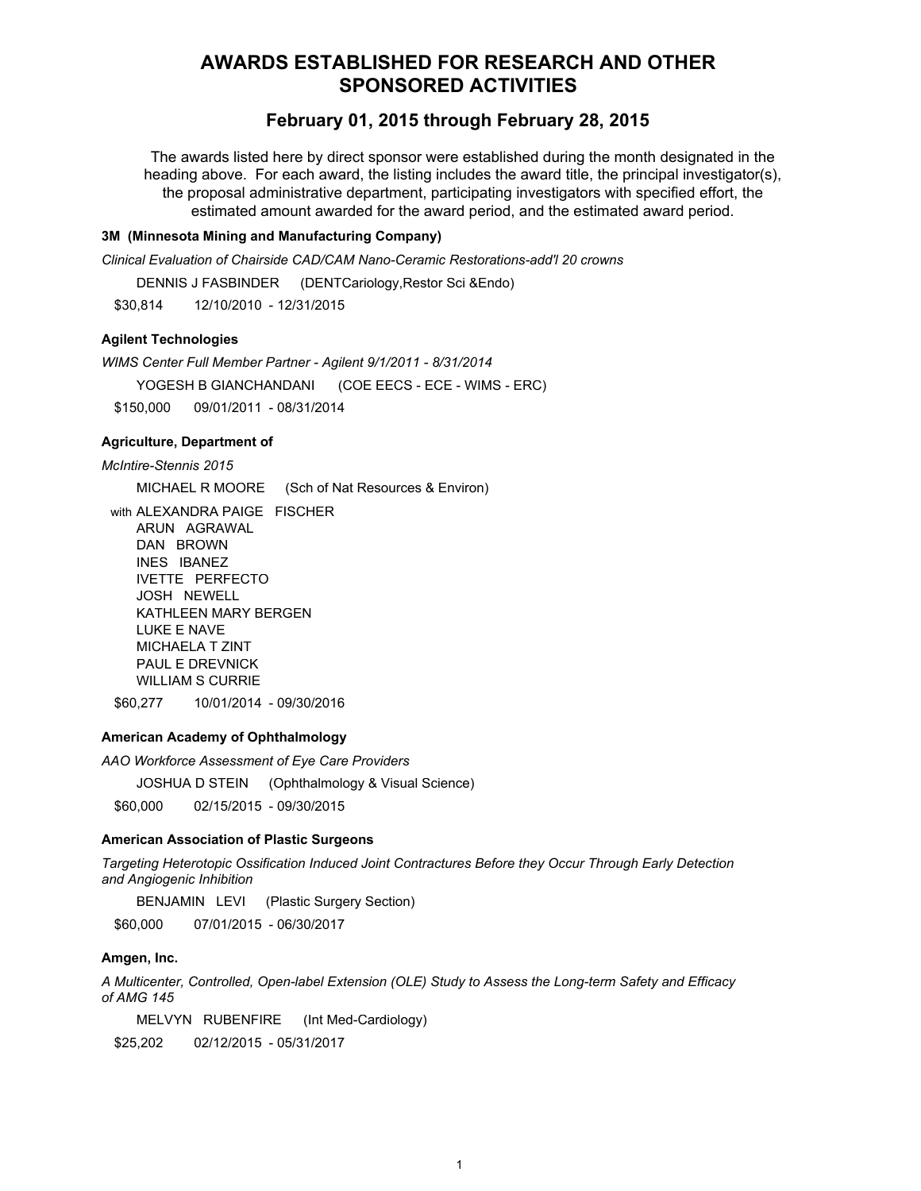# AWARDS ESTABLISHED FOR RESEARCH AND OTHER SPONSORED ACTIVITIES

## February 01, 2015 through February 28, 2015

The awards listed here by direct sponsor were established during the month designated in the heading above. For each award, the listing includes the award title, the principal investigator(s), the proposal administrative department, participating investigators with specified effort, the estimated amount awarded for the award period, and the estimated award period.

**3M (Minnesota Mining and Manufacturing Company)**

*Clinical Evaluation of Chairside CAD/CAM Nano-Ceramic Restorations-add'l 20 crowns*

DENNIS J FASBINDER (DENTCariology,Restor Sci &Endo)

$30,814 12/10/2010 - 12/31/2015

**Agilent Technologies**

*WIMS Center Full Member Partner - Agilent 9/1/2011 - 8/31/2014*

YOGESH B GIANCHANDANI (COE EECS - ECE - WIMS - ERC)

$150,000 09/01/2011 - 08/31/2014

**Agriculture, Department of**

*McIntire-Stennis 2015*

MICHAEL R MOORE (Sch of Nat Resources & Environ)

with ALEXANDRA PAIGE FISCHER
ARUN AGRAWAL
DAN BROWN
INES IBANEZ
IVETTE PERFECTO
JOSH NEWELL
KATHLEEN MARY BERGEN
LUKE E NAVE
MICHAELA T ZINT
PAUL E DREVNICK
WILLIAM S CURRIE

$60,277 10/01/2014 - 09/30/2016

**American Academy of Ophthalmology**

*AAO Workforce Assessment of Eye Care Providers*

JOSHUA D STEIN (Ophthalmology & Visual Science)

$60,000 02/15/2015 - 09/30/2015

**American Association of Plastic Surgeons**

*Targeting Heterotopic Ossification Induced Joint Contractures Before they Occur Through Early Detection and Angiogenic Inhibition*

BENJAMIN LEVI (Plastic Surgery Section)

$60,000 07/01/2015 - 06/30/2017

**Amgen, Inc.**

*A Multicenter, Controlled, Open-label Extension (OLE) Study to Assess the Long-term Safety and Efficacy of AMG 145*

MELVYN RUBENFIRE (Int Med-Cardiology)

$25,202 02/12/2015 - 05/31/2017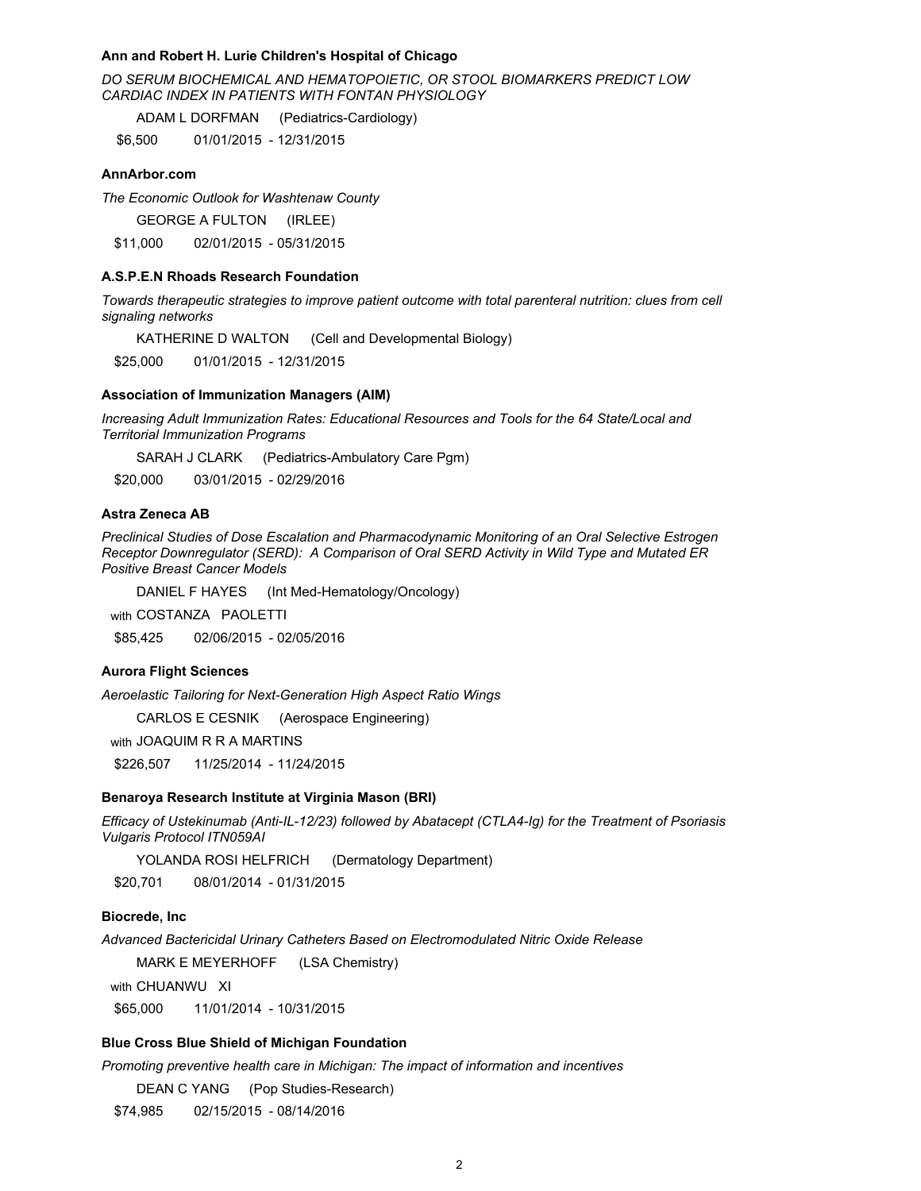**Ann and Robert H. Lurie Children's Hospital of Chicago**

*DO SERUM BIOCHEMICAL AND HEMATOPOIETIC, OR STOOL BIOMARKERS PREDICT LOW CARDIAC INDEX IN PATIENTS WITH FONTAN PHYSIOLOGY*

ADAM L DORFMAN (Pediatrics-Cardiology)

$6,500 01/01/2015 - 12/31/2015

**AnnArbor.com**

*The Economic Outlook for Washtenaw County*

GEORGE A FULTON (IRLEE)

$11,000 02/01/2015 - 05/31/2015

**A.S.P.E.N Rhoads Research Foundation**

*Towards therapeutic strategies to improve patient outcome with total parenteral nutrition: clues from cell signaling networks*

KATHERINE D WALTON (Cell and Developmental Biology)

$25,000 01/01/2015 - 12/31/2015

**Association of Immunization Managers (AIM)**

*Increasing Adult Immunization Rates: Educational Resources and Tools for the 64 State/Local and Territorial Immunization Programs*

SARAH J CLARK (Pediatrics-Ambulatory Care Pgm)

$20,000 03/01/2015 - 02/29/2016

**Astra Zeneca AB**

*Preclinical Studies of Dose Escalation and Pharmacodynamic Monitoring of an Oral Selective Estrogen Receptor Downregulator (SERD): A Comparison of Oral SERD Activity in Wild Type and Mutated ER Positive Breast Cancer Models*

DANIEL F HAYES (Int Med-Hematology/Oncology)

with COSTANZA PAOLETTI

$85,425 02/06/2015 - 02/05/2016

**Aurora Flight Sciences**

*Aeroelastic Tailoring for Next-Generation High Aspect Ratio Wings*

CARLOS E CESNIK (Aerospace Engineering)

with JOAQUIM R R A MARTINS

$226,507 11/25/2014 - 11/24/2015

**Benaroya Research Institute at Virginia Mason (BRI)**

*Efficacy of Ustekinumab (Anti-IL-12/23) followed by Abatacept (CTLA4-Ig) for the Treatment of Psoriasis Vulgaris Protocol ITN059AI*

YOLANDA ROSI HELFRICH (Dermatology Department)

$20,701 08/01/2014 - 01/31/2015

**Biocrede, Inc**

*Advanced Bactericidal Urinary Catheters Based on Electromodulated Nitric Oxide Release*

MARK E MEYERHOFF (LSA Chemistry)

with CHUANWU XI

$65,000 11/01/2014 - 10/31/2015

**Blue Cross Blue Shield of Michigan Foundation**

*Promoting preventive health care in Michigan: The impact of information and incentives*

DEAN C YANG (Pop Studies-Research)

$74,985 02/15/2015 - 08/14/2016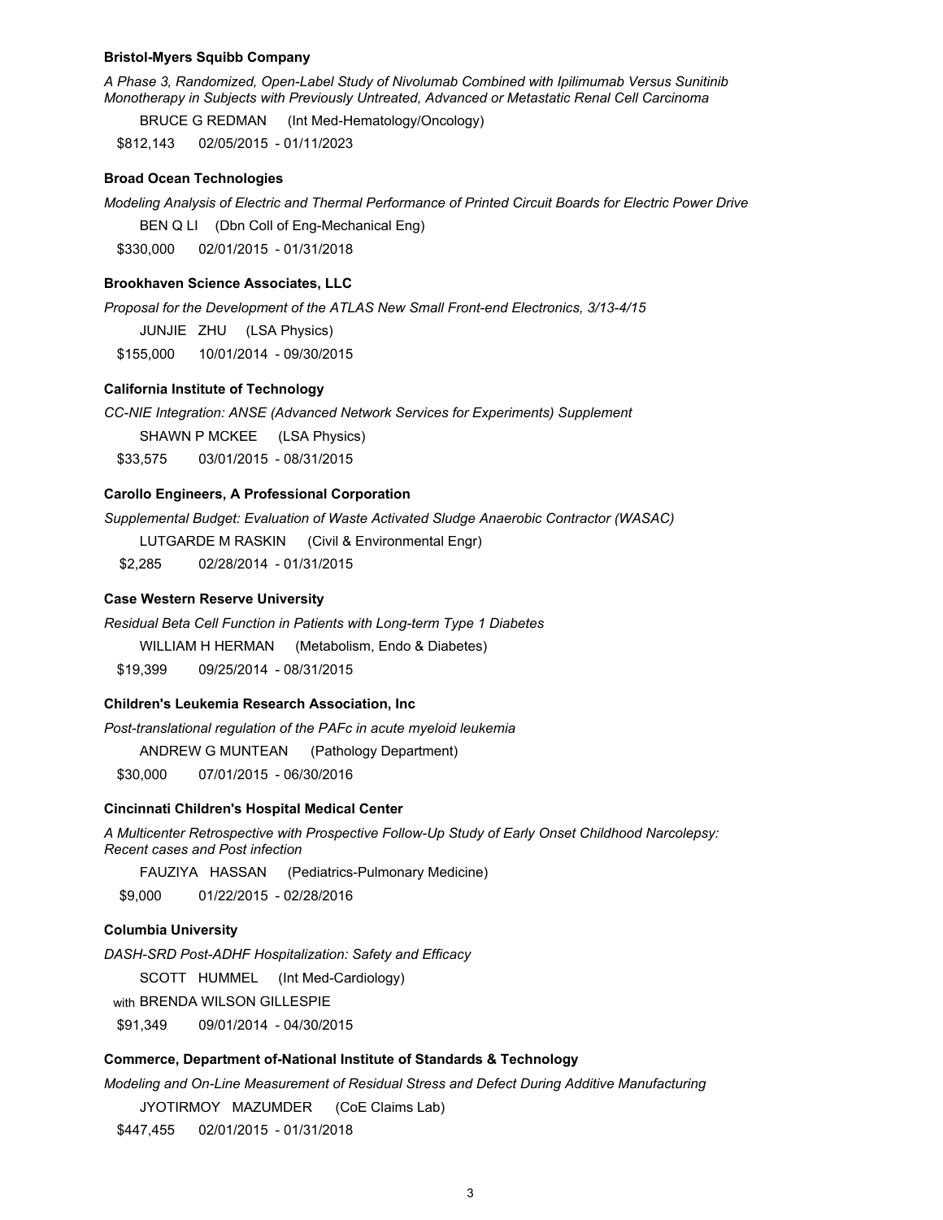**Bristol-Myers Squibb Company**

*A Phase 3, Randomized, Open-Label Study of Nivolumab Combined with Ipilimumab Versus Sunitinib Monotherapy in Subjects with Previously Untreated, Advanced or Metastatic Renal Cell Carcinoma*

BRUCE G REDMAN (Int Med-Hematology/Oncology)

$812,143 02/05/2015 - 01/11/2023

**Broad Ocean Technologies**

*Modeling Analysis of Electric and Thermal Performance of Printed Circuit Boards for Electric Power Drive*

BEN Q LI (Dbn Coll of Eng-Mechanical Eng)

$330,000 02/01/2015 - 01/31/2018

**Brookhaven Science Associates, LLC**

*Proposal for the Development of the ATLAS New Small Front-end Electronics, 3/13-4/15*

JUNJIE ZHU (LSA Physics)

$155,000 10/01/2014 - 09/30/2015

**California Institute of Technology**

*CC-NIE Integration: ANSE (Advanced Network Services for Experiments) Supplement*

SHAWN P MCKEE (LSA Physics)

$33,575 03/01/2015 - 08/31/2015

**Carollo Engineers, A Professional Corporation**

*Supplemental Budget: Evaluation of Waste Activated Sludge Anaerobic Contractor (WASAC)*

LUTGARDE M RASKIN (Civil & Environmental Engr)

$2,285 02/28/2014 - 01/31/2015

**Case Western Reserve University**

*Residual Beta Cell Function in Patients with Long-term Type 1 Diabetes*

WILLIAM H HERMAN (Metabolism, Endo & Diabetes)

$19,399 09/25/2014 - 08/31/2015

**Children's Leukemia Research Association, Inc**

*Post-translational regulation of the PAFc in acute myeloid leukemia*

ANDREW G MUNTEAN (Pathology Department)

$30,000 07/01/2015 - 06/30/2016

**Cincinnati Children's Hospital Medical Center**

*A Multicenter Retrospective with Prospective Follow-Up Study of Early Onset Childhood Narcolepsy: Recent cases and Post infection*

FAUZIYA HASSAN (Pediatrics-Pulmonary Medicine)

$9,000 01/22/2015 - 02/28/2016

**Columbia University**

*DASH-SRD Post-ADHF Hospitalization: Safety and Efficacy*

SCOTT HUMMEL (Int Med-Cardiology)

with BRENDA WILSON GILLESPIE

$91,349 09/01/2014 - 04/30/2015

**Commerce, Department of-National Institute of Standards & Technology**

*Modeling and On-Line Measurement of Residual Stress and Defect During Additive Manufacturing*

JYOTIRMOY MAZUMDER (CoE Claims Lab)

$447,455 02/01/2015 - 01/31/2018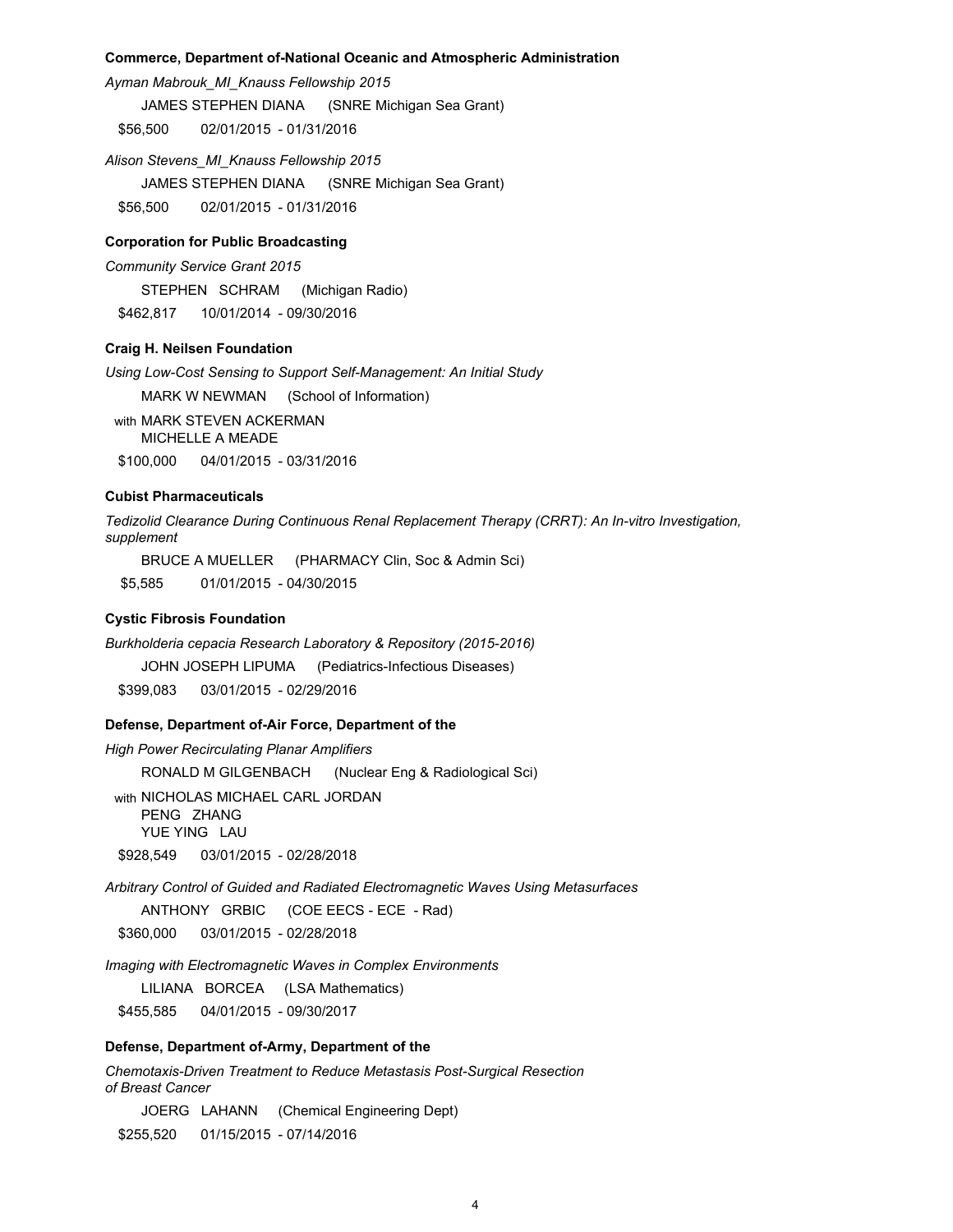**Commerce, Department of-National Oceanic and Atmospheric Administration**

*Ayman Mabrouk_MI_Knauss Fellowship 2015*

JAMES STEPHEN DIANA (SNRE Michigan Sea Grant)

$56,500 02/01/2015 - 01/31/2016

*Alison Stevens_MI_Knauss Fellowship 2015*

JAMES STEPHEN DIANA (SNRE Michigan Sea Grant)

$56,500 02/01/2015 - 01/31/2016

**Corporation for Public Broadcasting**

*Community Service Grant 2015*

STEPHEN SCHRAM (Michigan Radio)

$462,817 10/01/2014 - 09/30/2016

**Craig H. Neilsen Foundation**

*Using Low-Cost Sensing to Support Self-Management: An Initial Study*

MARK W NEWMAN (School of Information)

with MARK STEVEN ACKERMAN
MICHELLE A MEADE

$100,000 04/01/2015 - 03/31/2016

**Cubist Pharmaceuticals**

*Tedizolid Clearance During Continuous Renal Replacement Therapy (CRRT): An In-vitro Investigation, supplement*

BRUCE A MUELLER (PHARMACY Clin, Soc & Admin Sci)

$5,585 01/01/2015 - 04/30/2015

**Cystic Fibrosis Foundation**

*Burkholderia cepacia Research Laboratory & Repository (2015-2016)*

JOHN JOSEPH LIPUMA (Pediatrics-Infectious Diseases)

$399,083 03/01/2015 - 02/29/2016

**Defense, Department of-Air Force, Department of the**

*High Power Recirculating Planar Amplifiers*

RONALD M GILGENBACH (Nuclear Eng & Radiological Sci)

with NICHOLAS MICHAEL CARL JORDAN
PENG ZHANG
YUE YING LAU

$928,549 03/01/2015 - 02/28/2018

*Arbitrary Control of Guided and Radiated Electromagnetic Waves Using Metasurfaces*

ANTHONY GRBIC (COE EECS - ECE - Rad)

$360,000 03/01/2015 - 02/28/2018

*Imaging with Electromagnetic Waves in Complex Environments*

LILIANA BORCEA (LSA Mathematics)

$455,585 04/01/2015 - 09/30/2017

**Defense, Department of-Army, Department of the**

*Chemotaxis-Driven Treatment to Reduce Metastasis Post-Surgical Resection of Breast Cancer*

JOERG LAHANN (Chemical Engineering Dept)

$255,520 01/15/2015 - 07/14/2016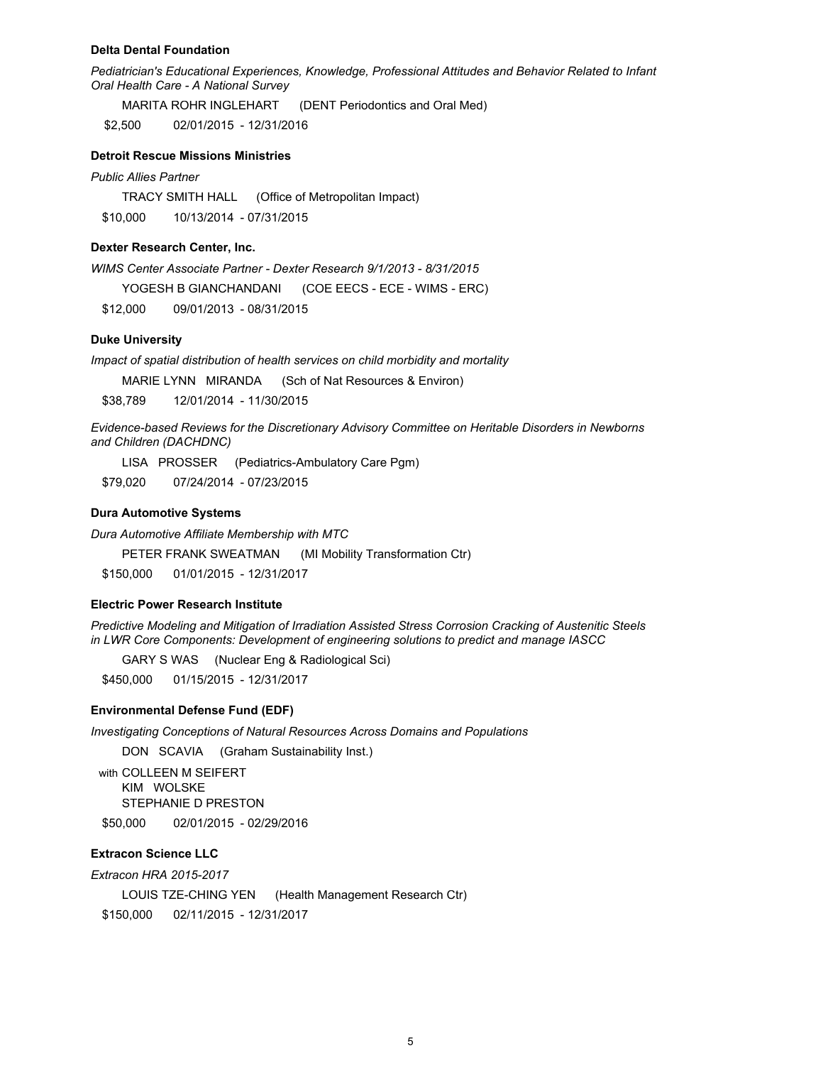**Delta Dental Foundation**

*Pediatrician's Educational Experiences, Knowledge, Professional Attitudes and Behavior Related to Infant Oral Health Care - A National Survey*

MARITA ROHR INGLEHART (DENT Periodontics and Oral Med)

$2,500 02/01/2015 - 12/31/2016

**Detroit Rescue Missions Ministries**

*Public Allies Partner*

TRACY SMITH HALL (Office of Metropolitan Impact)

$10,000 10/13/2014 - 07/31/2015

**Dexter Research Center, Inc.**

*WIMS Center Associate Partner - Dexter Research 9/1/2013 - 8/31/2015*

YOGESH B GIANCHANDANI (COE EECS - ECE - WIMS - ERC)

$12,000 09/01/2013 - 08/31/2015

**Duke University**

*Impact of spatial distribution of health services on child morbidity and mortality*

MARIE LYNN MIRANDA (Sch of Nat Resources & Environ)

$38,789 12/01/2014 - 11/30/2015

*Evidence-based Reviews for the Discretionary Advisory Committee on Heritable Disorders in Newborns and Children (DACHDNC)*

LISA PROSSER (Pediatrics-Ambulatory Care Pgm)

$79,020 07/24/2014 - 07/23/2015

**Dura Automotive Systems**

*Dura Automotive Affiliate Membership with MTC*

PETER FRANK SWEATMAN (MI Mobility Transformation Ctr)

$150,000 01/01/2015 - 12/31/2017

**Electric Power Research Institute**

*Predictive Modeling and Mitigation of Irradiation Assisted Stress Corrosion Cracking of Austenitic Steels in LWR Core Components: Development of engineering solutions to predict and manage IASCC*

GARY S WAS (Nuclear Eng & Radiological Sci)

$450,000 01/15/2015 - 12/31/2017

**Environmental Defense Fund (EDF)**

*Investigating Conceptions of Natural Resources Across Domains and Populations*

DON SCAVIA (Graham Sustainability Inst.)

with COLLEEN M SEIFERT
KIM WOLSKE
STEPHANIE D PRESTON

$50,000 02/01/2015 - 02/29/2016

**Extracon Science LLC**

*Extracon HRA 2015-2017*

LOUIS TZE-CHING YEN (Health Management Research Ctr)

$150,000 02/11/2015 - 12/31/2017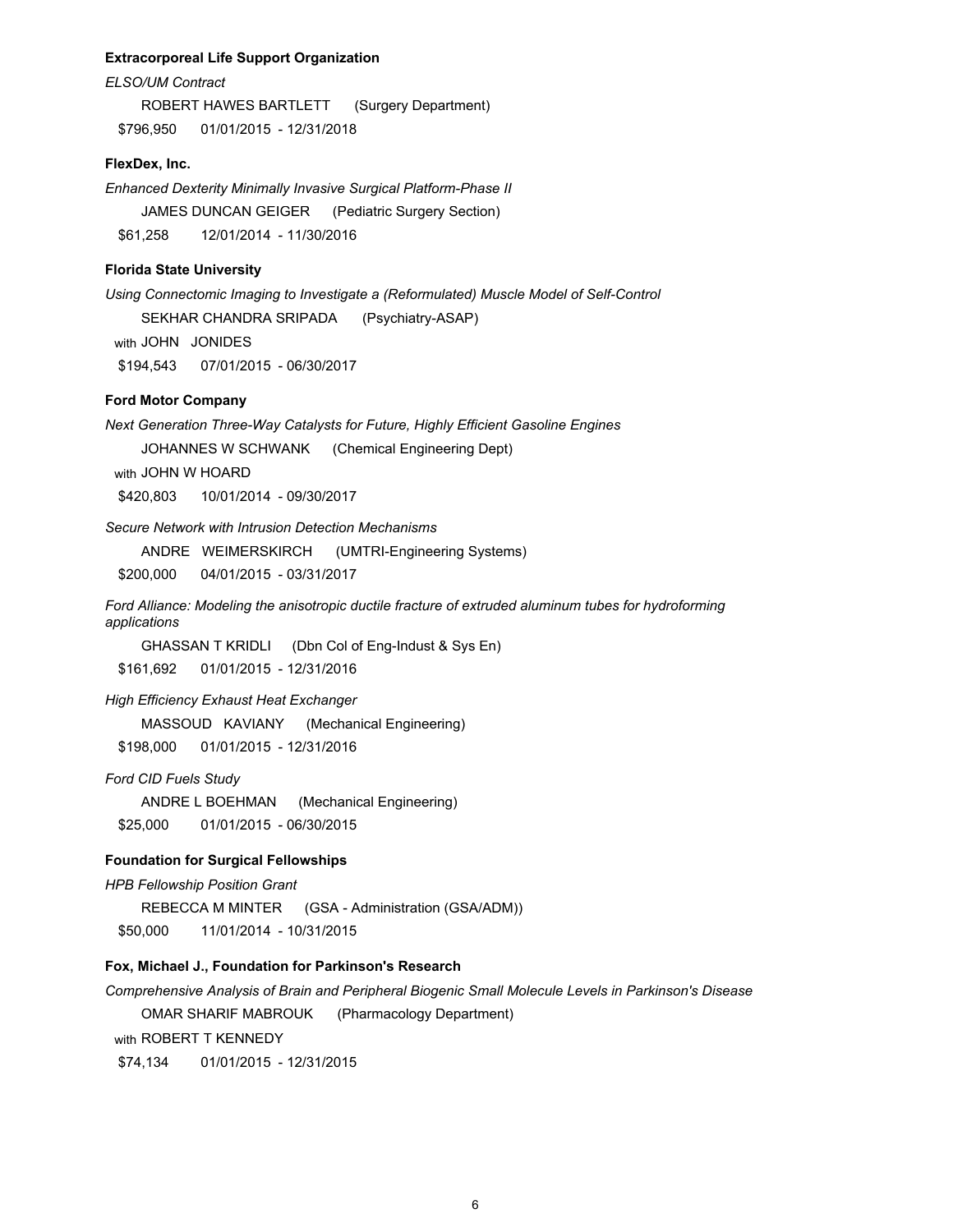**Extracorporeal Life Support Organization**

*ELSO/UM Contract*

ROBERT HAWES BARTLETT (Surgery Department)

$796,950 01/01/2015 - 12/31/2018

**FlexDex, Inc.**

*Enhanced Dexterity Minimally Invasive Surgical Platform-Phase II*

JAMES DUNCAN GEIGER (Pediatric Surgery Section)

$61,258 12/01/2014 - 11/30/2016

**Florida State University**

*Using Connectomic Imaging to Investigate a (Reformulated) Muscle Model of Self-Control*

SEKHAR CHANDRA SRIPADA (Psychiatry-ASAP)

with JOHN JONIDES

$194,543 07/01/2015 - 06/30/2017

**Ford Motor Company**

*Next Generation Three-Way Catalysts for Future, Highly Efficient Gasoline Engines*

JOHANNES W SCHWANK (Chemical Engineering Dept)

with JOHN W HOARD

$420,803 10/01/2014 - 09/30/2017

*Secure Network with Intrusion Detection Mechanisms*

ANDRE WEIMERSKIRCH (UMTRI-Engineering Systems)

$200,000 04/01/2015 - 03/31/2017

*Ford Alliance: Modeling the anisotropic ductile fracture of extruded aluminum tubes for hydroforming applications*

GHASSAN T KRIDLI (Dbn Col of Eng-Indust & Sys En)

$161,692 01/01/2015 - 12/31/2016

*High Efficiency Exhaust Heat Exchanger*

MASSOUD KAVIANY (Mechanical Engineering)

$198,000 01/01/2015 - 12/31/2016

*Ford CID Fuels Study*

ANDRE L BOEHMAN (Mechanical Engineering)

$25,000 01/01/2015 - 06/30/2015

**Foundation for Surgical Fellowships**

*HPB Fellowship Position Grant*

REBECCA M MINTER (GSA - Administration (GSA/ADM))

$50,000 11/01/2014 - 10/31/2015

**Fox, Michael J., Foundation for Parkinson's Research**

*Comprehensive Analysis of Brain and Peripheral Biogenic Small Molecule Levels in Parkinson's Disease*

OMAR SHARIF MABROUK (Pharmacology Department)

with ROBERT T KENNEDY

$74,134 01/01/2015 - 12/31/2015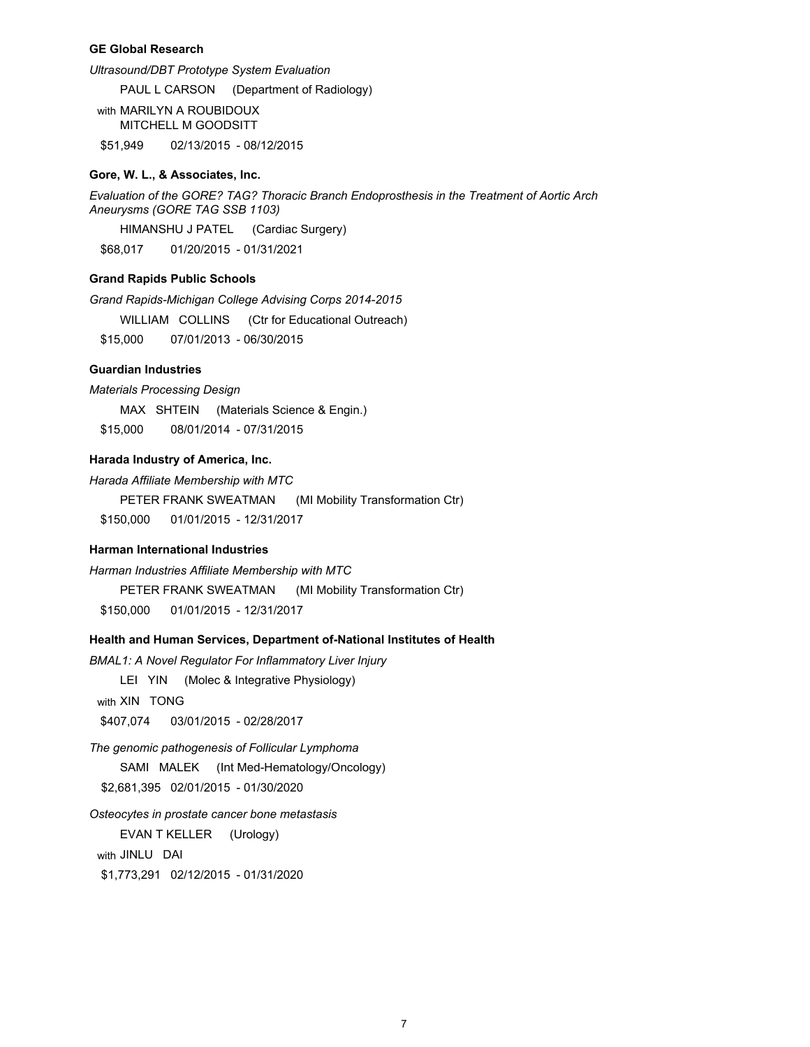**GE Global Research**

*Ultrasound/DBT Prototype System Evaluation*

PAUL L CARSON (Department of Radiology)

with MARILYN A ROUBIDOUX
MITCHELL M GOODSITT

$51,949 02/13/2015 - 08/12/2015

**Gore, W. L., & Associates, Inc.**

*Evaluation of the GORE? TAG? Thoracic Branch Endoprosthesis in the Treatment of Aortic Arch Aneurysms (GORE TAG SSB 1103)*

HIMANSHU J PATEL (Cardiac Surgery)

$68,017 01/20/2015 - 01/31/2021

**Grand Rapids Public Schools**

*Grand Rapids-Michigan College Advising Corps 2014-2015*

WILLIAM COLLINS (Ctr for Educational Outreach)

$15,000 07/01/2013 - 06/30/2015

**Guardian Industries**

*Materials Processing Design*

MAX SHTEIN (Materials Science & Engin.)

$15,000 08/01/2014 - 07/31/2015

**Harada Industry of America, Inc.**

*Harada Affiliate Membership with MTC*

PETER FRANK SWEATMAN (MI Mobility Transformation Ctr)

$150,000 01/01/2015 - 12/31/2017

**Harman International Industries**

*Harman Industries Affiliate Membership with MTC*

PETER FRANK SWEATMAN (MI Mobility Transformation Ctr)

$150,000 01/01/2015 - 12/31/2017

**Health and Human Services, Department of-National Institutes of Health**

*BMAL1: A Novel Regulator For Inflammatory Liver Injury*

LEI YIN (Molec & Integrative Physiology)

with XIN TONG

$407,074 03/01/2015 - 02/28/2017

*The genomic pathogenesis of Follicular Lymphoma*

SAMI MALEK (Int Med-Hematology/Oncology)

$2,681,395 02/01/2015 - 01/30/2020

*Osteocytes in prostate cancer bone metastasis*

EVAN T KELLER (Urology)

with JINLU DAI

$1,773,291 02/12/2015 - 01/31/2020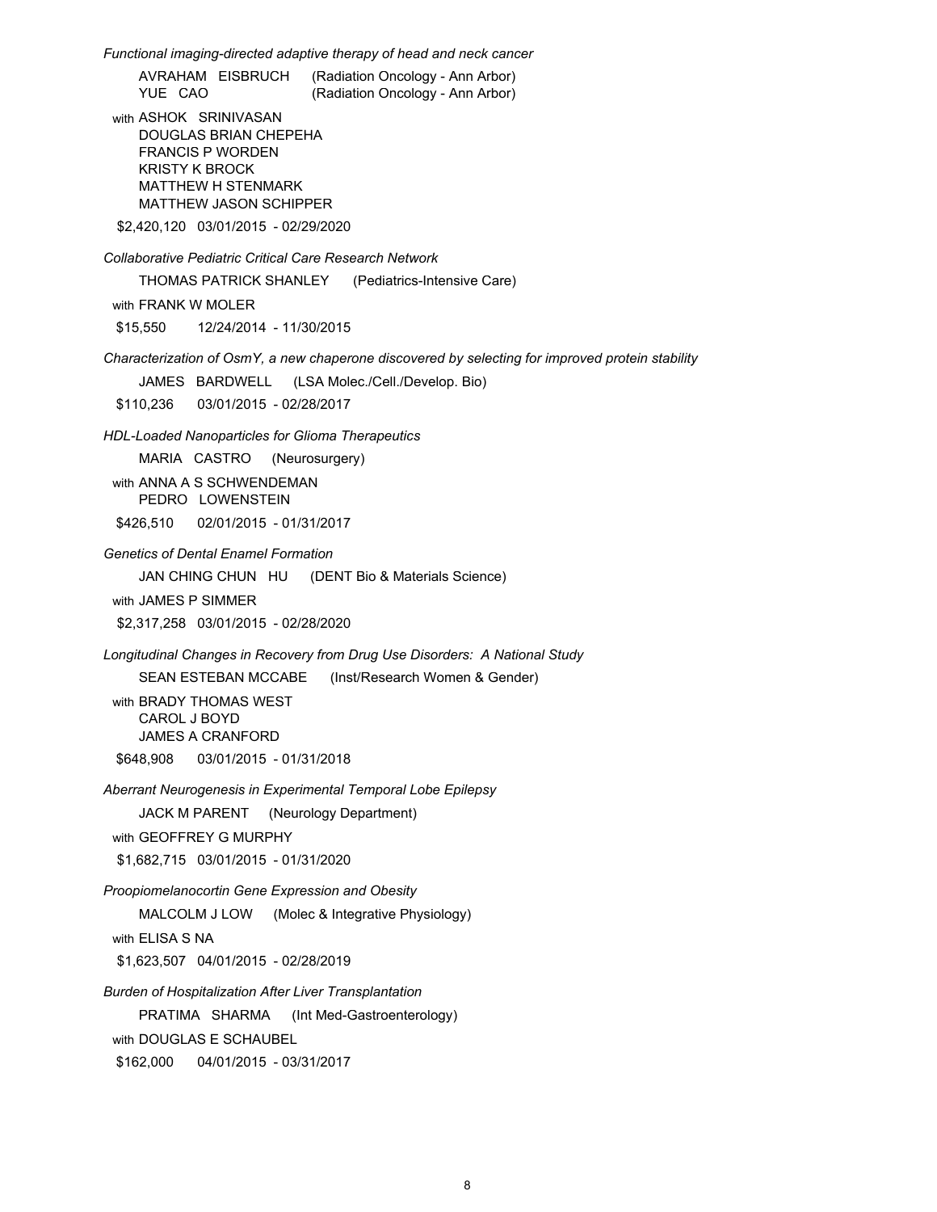*Functional imaging-directed adaptive therapy of head and neck cancer*

AVRAHAM EISBRUCH (Radiation Oncology - Ann Arbor)
YUE CAO (Radiation Oncology - Ann Arbor)

with ASHOK SRINIVASAN
DOUGLAS BRIAN CHEPEHA
FRANCIS P WORDEN
KRISTY K BROCK
MATTHEW H STENMARK
MATTHEW JASON SCHIPPER

$2,420,120 03/01/2015 - 02/29/2020

*Collaborative Pediatric Critical Care Research Network*

THOMAS PATRICK SHANLEY (Pediatrics-Intensive Care)

with FRANK W MOLER

$15,550 12/24/2014 - 11/30/2015

*Characterization of OsmY, a new chaperone discovered by selecting for improved protein stability*

JAMES BARDWELL (LSA Molec./Cell./Develop. Bio)

$110,236 03/01/2015 - 02/28/2017

*HDL-Loaded Nanoparticles for Glioma Therapeutics*

MARIA CASTRO (Neurosurgery)

with ANNA A S SCHWENDEMAN
PEDRO LOWENSTEIN

$426,510 02/01/2015 - 01/31/2017

*Genetics of Dental Enamel Formation*

JAN CHING CHUN HU (DENT Bio & Materials Science)

with JAMES P SIMMER

$2,317,258 03/01/2015 - 02/28/2020

*Longitudinal Changes in Recovery from Drug Use Disorders: A National Study*

SEAN ESTEBAN MCCABE (Inst/Research Women & Gender)

with BRADY THOMAS WEST
CAROL J BOYD
JAMES A CRANFORD

$648,908 03/01/2015 - 01/31/2018

*Aberrant Neurogenesis in Experimental Temporal Lobe Epilepsy*

JACK M PARENT (Neurology Department)

with GEOFFREY G MURPHY

$1,682,715 03/01/2015 - 01/31/2020

*Proopiomelanocortin Gene Expression and Obesity*

MALCOLM J LOW (Molec & Integrative Physiology)

with ELISA S NA

$1,623,507 04/01/2015 - 02/28/2019

*Burden of Hospitalization After Liver Transplantation*

PRATIMA SHARMA (Int Med-Gastroenterology)

with DOUGLAS E SCHAUBEL

$162,000 04/01/2015 - 03/31/2017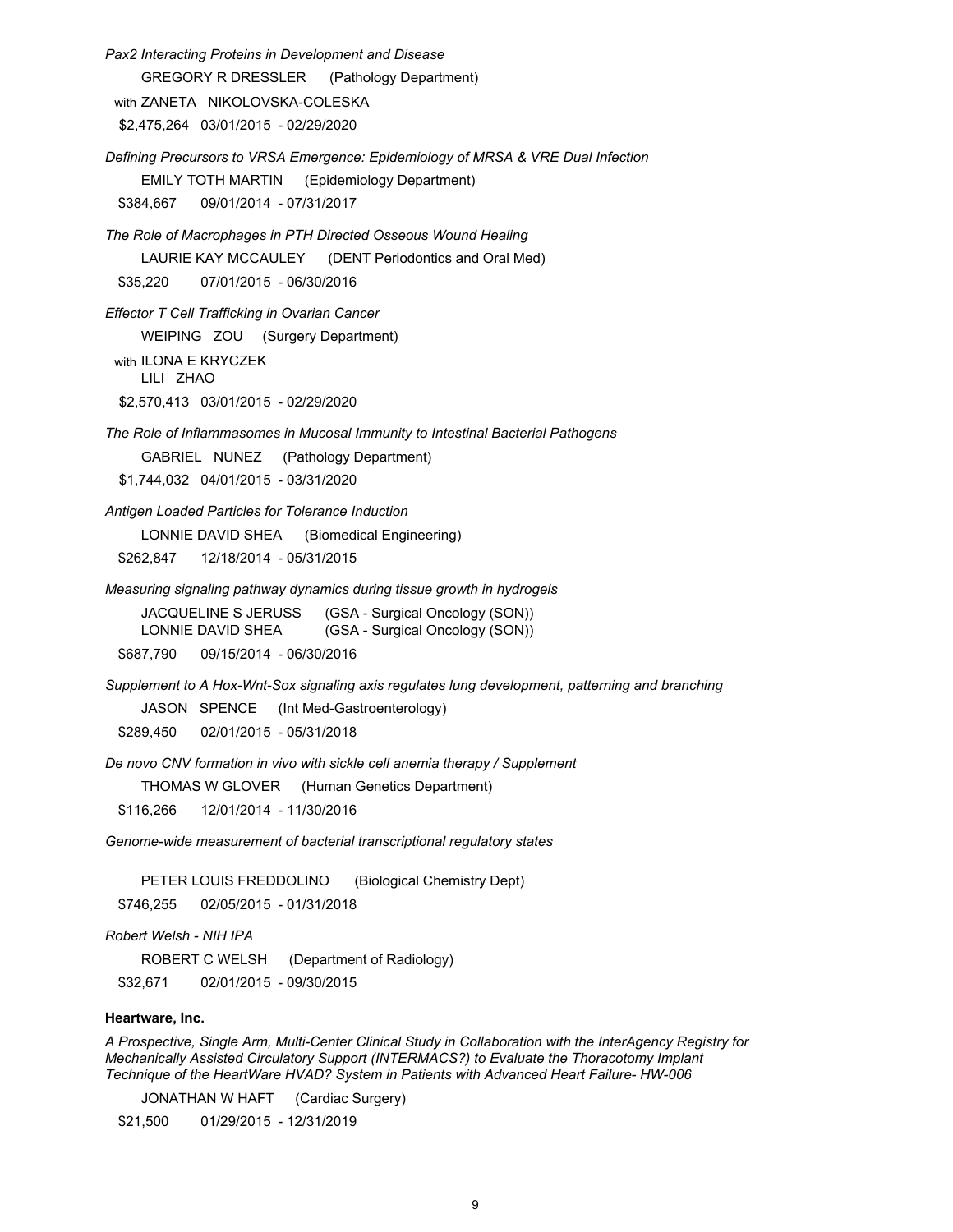*Pax2 Interacting Proteins in Development and Disease*

GREGORY R DRESSLER (Pathology Department)

with ZANETA NIKOLOVSKA-COLESKA

$2,475,264 03/01/2015 - 02/29/2020

*Defining Precursors to VRSA Emergence: Epidemiology of MRSA & VRE Dual Infection*

EMILY TOTH MARTIN (Epidemiology Department)

$384,667 09/01/2014 - 07/31/2017

*The Role of Macrophages in PTH Directed Osseous Wound Healing*

LAURIE KAY MCCAULEY (DENT Periodontics and Oral Med)

$35,220 07/01/2015 - 06/30/2016

*Effector T Cell Trafficking in Ovarian Cancer*

WEIPING ZOU (Surgery Department)

with ILONA E KRYCZEK
LILI ZHAO

$2,570,413 03/01/2015 - 02/29/2020

*The Role of Inflammasomes in Mucosal Immunity to Intestinal Bacterial Pathogens*

GABRIEL NUNEZ (Pathology Department)

$1,744,032 04/01/2015 - 03/31/2020

*Antigen Loaded Particles for Tolerance Induction*

LONNIE DAVID SHEA (Biomedical Engineering)

$262,847 12/18/2014 - 05/31/2015

*Measuring signaling pathway dynamics during tissue growth in hydrogels*

JACQUELINE S JERUSS (GSA - Surgical Oncology (SON))
LONNIE DAVID SHEA (GSA - Surgical Oncology (SON))

$687,790 09/15/2014 - 06/30/2016

*Supplement to A Hox-Wnt-Sox signaling axis regulates lung development, patterning and branching*

JASON SPENCE (Int Med-Gastroenterology)

$289,450 02/01/2015 - 05/31/2018

*De novo CNV formation in vivo with sickle cell anemia therapy / Supplement*

THOMAS W GLOVER (Human Genetics Department)

$116,266 12/01/2014 - 11/30/2016

*Genome-wide measurement of bacterial transcriptional regulatory states*

PETER LOUIS FREDDOLINO (Biological Chemistry Dept)

$746,255 02/05/2015 - 01/31/2018

*Robert Welsh - NIH IPA*

ROBERT C WELSH (Department of Radiology)

$32,671 02/01/2015 - 09/30/2015

**Heartware, Inc.**

*A Prospective, Single Arm, Multi-Center Clinical Study in Collaboration with the InterAgency Registry for Mechanically Assisted Circulatory Support (INTERMACS?) to Evaluate the Thoracotomy Implant Technique of the HeartWare HVAD? System in Patients with Advanced Heart Failure- HW-006*

JONATHAN W HAFT (Cardiac Surgery)

$21,500 01/29/2015 - 12/31/2019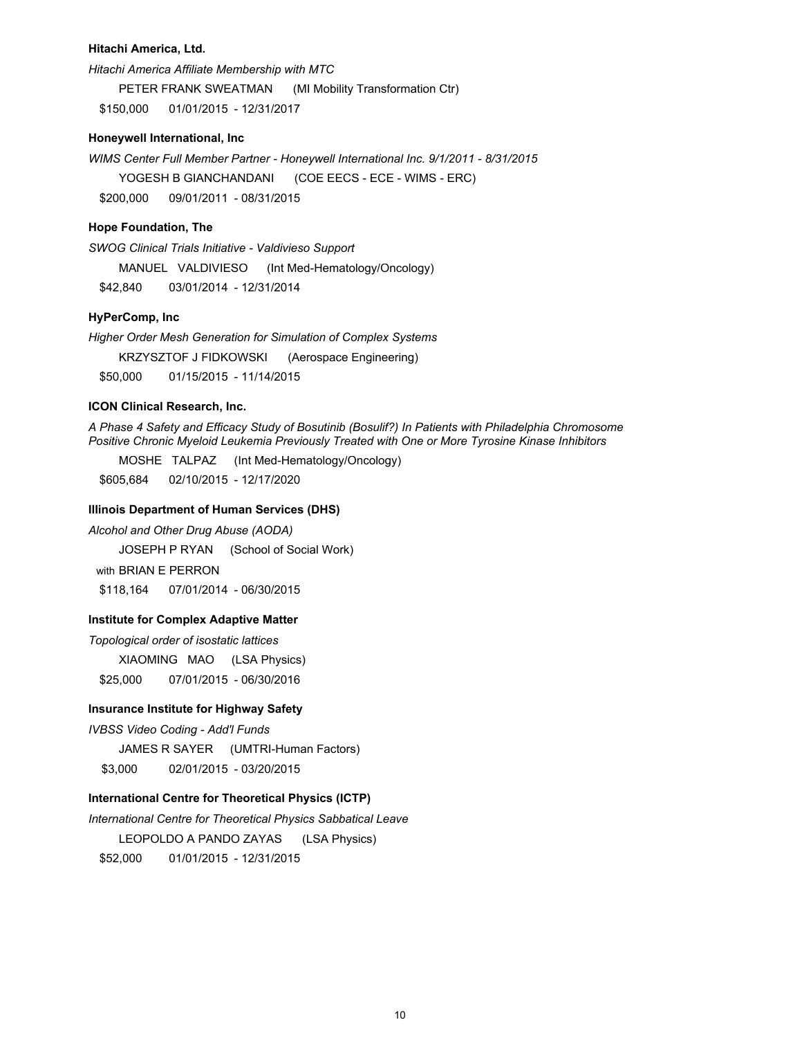**Hitachi America, Ltd.**

*Hitachi America Affiliate Membership with MTC*

PETER FRANK SWEATMAN (MI Mobility Transformation Ctr)

$150,000 01/01/2015 - 12/31/2017

**Honeywell International, Inc**

*WIMS Center Full Member Partner - Honeywell International Inc. 9/1/2011 - 8/31/2015*

YOGESH B GIANCHANDANI (COE EECS - ECE - WIMS - ERC)

$200,000 09/01/2011 - 08/31/2015

**Hope Foundation, The**

*SWOG Clinical Trials Initiative - Valdivieso Support*

MANUEL VALDIVIESO (Int Med-Hematology/Oncology)

$42,840 03/01/2014 - 12/31/2014

**HyPerComp, Inc**

*Higher Order Mesh Generation for Simulation of Complex Systems*

KRZYSZTOF J FIDKOWSKI (Aerospace Engineering)

$50,000 01/15/2015 - 11/14/2015

**ICON Clinical Research, Inc.**

*A Phase 4 Safety and Efficacy Study of Bosutinib (Bosulif?) In Patients with Philadelphia Chromosome Positive Chronic Myeloid Leukemia Previously Treated with One or More Tyrosine Kinase Inhibitors*

MOSHE TALPAZ (Int Med-Hematology/Oncology)

$605,684 02/10/2015 - 12/17/2020

**Illinois Department of Human Services (DHS)**

*Alcohol and Other Drug Abuse (AODA)*

JOSEPH P RYAN (School of Social Work)

with BRIAN E PERRON

$118,164 07/01/2014 - 06/30/2015

**Institute for Complex Adaptive Matter**

*Topological order of isostatic lattices*

XIAOMING MAO (LSA Physics)

$25,000 07/01/2015 - 06/30/2016

**Insurance Institute for Highway Safety**

*IVBSS Video Coding - Add'l Funds*

JAMES R SAYER (UMTRI-Human Factors)

$3,000 02/01/2015 - 03/20/2015

**International Centre for Theoretical Physics (ICTP)**

*International Centre for Theoretical Physics Sabbatical Leave*

LEOPOLDO A PANDO ZAYAS (LSA Physics)

$52,000 01/01/2015 - 12/31/2015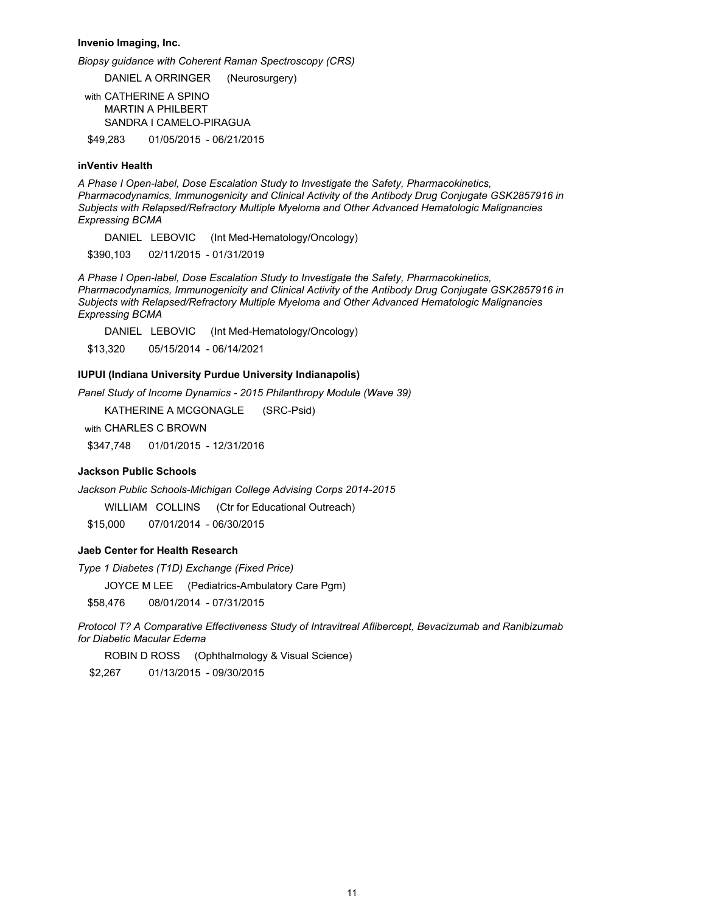**Invenio Imaging, Inc.**

*Biopsy guidance with Coherent Raman Spectroscopy (CRS)*

DANIEL A ORRINGER (Neurosurgery)

with CATHERINE A SPINO
MARTIN A PHILBERT
SANDRA I CAMELO-PIRAGUA

$49,283 01/05/2015 - 06/21/2015

**inVentiv Health**

*A Phase I Open-label, Dose Escalation Study to Investigate the Safety, Pharmacokinetics, Pharmacodynamics, Immunogenicity and Clinical Activity of the Antibody Drug Conjugate GSK2857916 in Subjects with Relapsed/Refractory Multiple Myeloma and Other Advanced Hematologic Malignancies Expressing BCMA*

DANIEL LEBOVIC (Int Med-Hematology/Oncology)

$390,103 02/11/2015 - 01/31/2019

*A Phase I Open-label, Dose Escalation Study to Investigate the Safety, Pharmacokinetics, Pharmacodynamics, Immunogenicity and Clinical Activity of the Antibody Drug Conjugate GSK2857916 in Subjects with Relapsed/Refractory Multiple Myeloma and Other Advanced Hematologic Malignancies Expressing BCMA*

DANIEL LEBOVIC (Int Med-Hematology/Oncology)

$13,320 05/15/2014 - 06/14/2021

**IUPUI (Indiana University Purdue University Indianapolis)**

*Panel Study of Income Dynamics - 2015 Philanthropy Module (Wave 39)*

KATHERINE A MCGONAGLE (SRC-Psid)

with CHARLES C BROWN

$347,748 01/01/2015 - 12/31/2016

**Jackson Public Schools**

*Jackson Public Schools-Michigan College Advising Corps 2014-2015*

WILLIAM COLLINS (Ctr for Educational Outreach)

$15,000 07/01/2014 - 06/30/2015

**Jaeb Center for Health Research**

*Type 1 Diabetes (T1D) Exchange (Fixed Price)*

JOYCE M LEE (Pediatrics-Ambulatory Care Pgm)

$58,476 08/01/2014 - 07/31/2015

*Protocol T? A Comparative Effectiveness Study of Intravitreal Aflibercept, Bevacizumab and Ranibizumab for Diabetic Macular Edema*

ROBIN D ROSS (Ophthalmology & Visual Science)

$2,267 01/13/2015 - 09/30/2015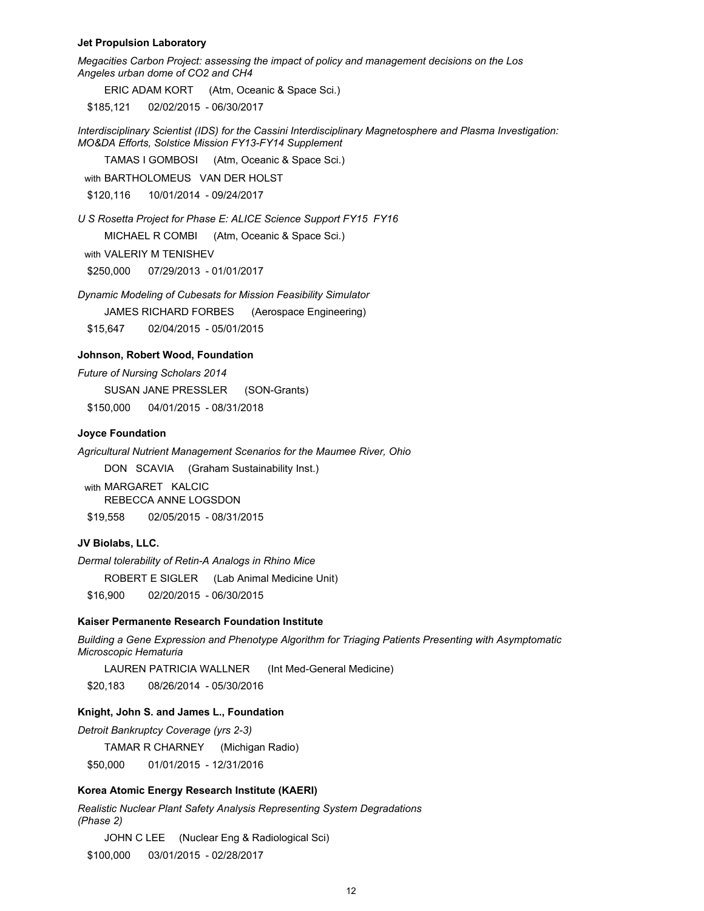**Jet Propulsion Laboratory**

*Megacities Carbon Project: assessing the impact of policy and management decisions on the Los Angeles urban dome of CO2 and CH4*

ERIC ADAM KORT (Atm, Oceanic & Space Sci.)

$185,121 02/02/2015 - 06/30/2017

*Interdisciplinary Scientist (IDS) for the Cassini Interdisciplinary Magnetosphere and Plasma Investigation: MO&DA Efforts, Solstice Mission FY13-FY14 Supplement*

TAMAS I GOMBOSI (Atm, Oceanic & Space Sci.)

with BARTHOLOMEUS VAN DER HOLST

$120,116 10/01/2014 - 09/24/2017

*U S Rosetta Project for Phase E: ALICE Science Support FY15 FY16*

MICHAEL R COMBI (Atm, Oceanic & Space Sci.)

with VALERIY M TENISHEV

$250,000 07/29/2013 - 01/01/2017

*Dynamic Modeling of Cubesats for Mission Feasibility Simulator*

JAMES RICHARD FORBES (Aerospace Engineering)

$15,647 02/04/2015 - 05/01/2015

**Johnson, Robert Wood, Foundation**

*Future of Nursing Scholars 2014*

SUSAN JANE PRESSLER (SON-Grants)

$150,000 04/01/2015 - 08/31/2018

**Joyce Foundation**

*Agricultural Nutrient Management Scenarios for the Maumee River, Ohio*

DON SCAVIA (Graham Sustainability Inst.)

with MARGARET KALCIC
REBECCA ANNE LOGSDON

$19,558 02/05/2015 - 08/31/2015

**JV Biolabs, LLC.**

*Dermal tolerability of Retin-A Analogs in Rhino Mice*

ROBERT E SIGLER (Lab Animal Medicine Unit)

$16,900 02/20/2015 - 06/30/2015

**Kaiser Permanente Research Foundation Institute**

*Building a Gene Expression and Phenotype Algorithm for Triaging Patients Presenting with Asymptomatic Microscopic Hematuria*

LAUREN PATRICIA WALLNER (Int Med-General Medicine)

$20,183 08/26/2014 - 05/30/2016

**Knight, John S. and James L., Foundation**

*Detroit Bankruptcy Coverage (yrs 2-3)*

TAMAR R CHARNEY (Michigan Radio)

$50,000 01/01/2015 - 12/31/2016

**Korea Atomic Energy Research Institute (KAERI)**

*Realistic Nuclear Plant Safety Analysis Representing System Degradations (Phase 2)*

JOHN C LEE (Nuclear Eng & Radiological Sci)

$100,000 03/01/2015 - 02/28/2017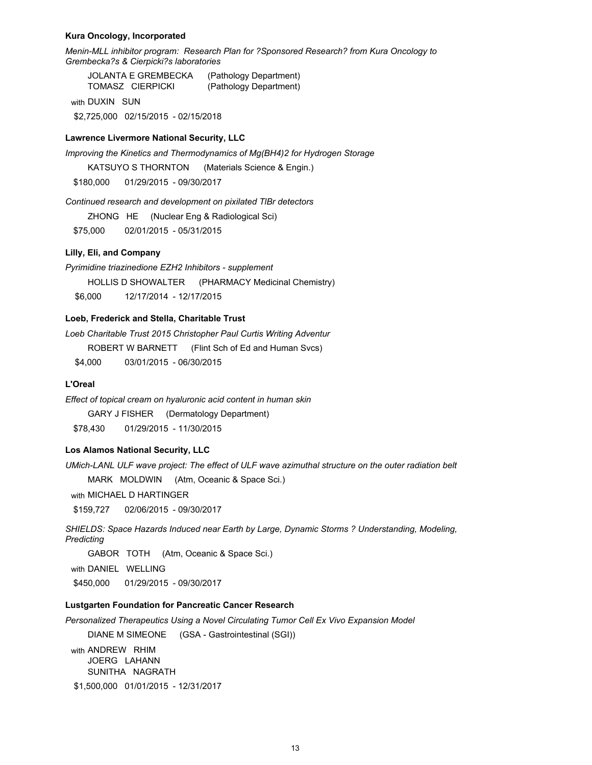**Kura Oncology, Incorporated**

*Menin-MLL inhibitor program: Research Plan for ?Sponsored Research? from Kura Oncology to Grembecka?s & Cierpicki?s laboratories*

JOLANTA E GREMBECKA (Pathology Department)
TOMASZ CIERPICKI (Pathology Department)

with DUXIN SUN

$2,725,000 02/15/2015 - 02/15/2018

**Lawrence Livermore National Security, LLC**

*Improving the Kinetics and Thermodynamics of $Mg(BH_4)_2$ for Hydrogen Storage*

KATSUYO S THORNTON (Materials Science & Engin.)

$180,000 01/29/2015 - 09/30/2017

*Continued research and development on pixilated TlBr detectors*

ZHONG HE (Nuclear Eng & Radiological Sci)

$75,000 02/01/2015 - 05/31/2015

**Lilly, Eli, and Company**

*Pyrimidine triazinedione EZH2 Inhibitors - supplement*

HOLLIS D SHOWALTER (PHARMACY Medicinal Chemistry)

$6,000 12/17/2014 - 12/17/2015

**Loeb, Frederick and Stella, Charitable Trust**

*Loeb Charitable Trust 2015 Christopher Paul Curtis Writing Adventur*

ROBERT W BARNETT (Flint Sch of Ed and Human Svcs)

$4,000 03/01/2015 - 06/30/2015

**L'Oreal**

*Effect of topical cream on hyaluronic acid content in human skin*

GARY J FISHER (Dermatology Department)

$78,430 01/29/2015 - 11/30/2015

**Los Alamos National Security, LLC**

*UMich-LANL ULF wave project: The effect of ULF wave azimuthal structure on the outer radiation belt*

MARK MOLDWIN (Atm, Oceanic & Space Sci.)

with MICHAEL D HARTINGER

$159,727 02/06/2015 - 09/30/2017

*SHIELDS: Space Hazards Induced near Earth by Large, Dynamic Storms ? Understanding, Modeling, Predicting*

GABOR TOTH (Atm, Oceanic & Space Sci.)

with DANIEL WELLING

$450,000 01/29/2015 - 09/30/2017

**Lustgarten Foundation for Pancreatic Cancer Research**

*Personalized Therapeutics Using a Novel Circulating Tumor Cell Ex Vivo Expansion Model*

DIANE M SIMEONE (GSA - Gastrointestinal (SGI))

with ANDREW RHIM
JOERG LAHANN
SUNITHA NAGRATH

$1,500,000 01/01/2015 - 12/31/2017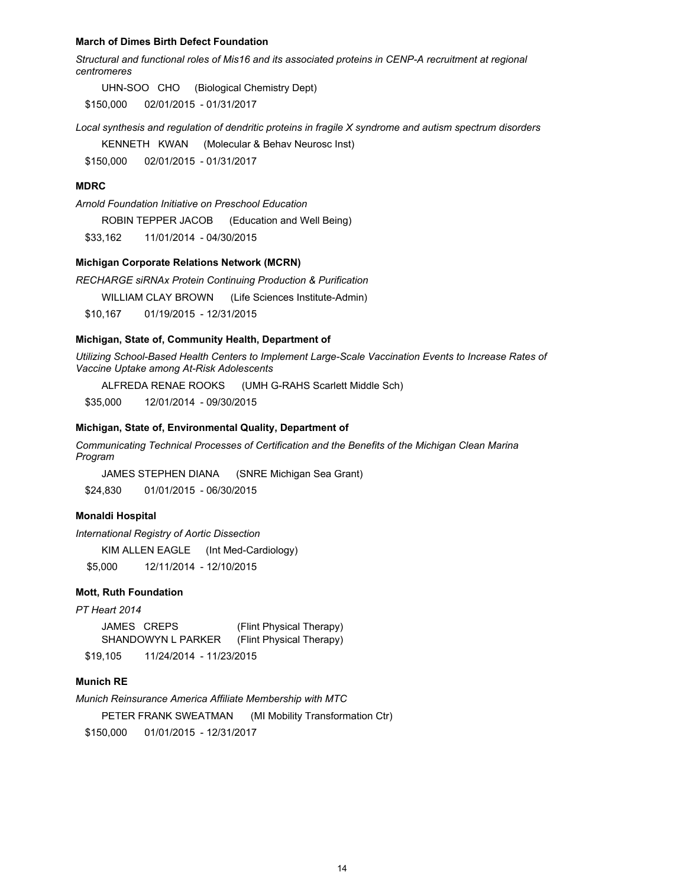**March of Dimes Birth Defect Foundation**

*Structural and functional roles of Mis16 and its associated proteins in CENP-A recruitment at regional centromeres*

UHN-SOO CHO (Biological Chemistry Dept)

$150,000 02/01/2015 - 01/31/2017

*Local synthesis and regulation of dendritic proteins in fragile X syndrome and autism spectrum disorders*

KENNETH KWAN (Molecular & Behav Neurosc Inst)

$150,000 02/01/2015 - 01/31/2017

**MDRC**

*Arnold Foundation Initiative on Preschool Education*

ROBIN TEPPER JACOB (Education and Well Being)

$33,162 11/01/2014 - 04/30/2015

**Michigan Corporate Relations Network (MCRN)**

*RECHARGE siRNAx Protein Continuing Production & Purification*

WILLIAM CLAY BROWN (Life Sciences Institute-Admin)

$10,167 01/19/2015 - 12/31/2015

**Michigan, State of, Community Health, Department of**

*Utilizing School-Based Health Centers to Implement Large-Scale Vaccination Events to Increase Rates of Vaccine Uptake among At-Risk Adolescents*

ALFREDA RENAE ROOKS (UMH G-RAHS Scarlett Middle Sch)

$35,000 12/01/2014 - 09/30/2015

**Michigan, State of, Environmental Quality, Department of**

*Communicating Technical Processes of Certification and the Benefits of the Michigan Clean Marina Program*

JAMES STEPHEN DIANA (SNRE Michigan Sea Grant)

$24,830 01/01/2015 - 06/30/2015

**Monaldi Hospital**

*International Registry of Aortic Dissection*

KIM ALLEN EAGLE (Int Med-Cardiology)

$5,000 12/11/2014 - 12/10/2015

**Mott, Ruth Foundation**

*PT Heart 2014*

JAMES CREPS (Flint Physical Therapy)
SHANDOWYN L PARKER (Flint Physical Therapy)

$19,105 11/24/2014 - 11/23/2015

**Munich RE**

*Munich Reinsurance America Affiliate Membership with MTC*

PETER FRANK SWEATMAN (MI Mobility Transformation Ctr)

$150,000 01/01/2015 - 12/31/2017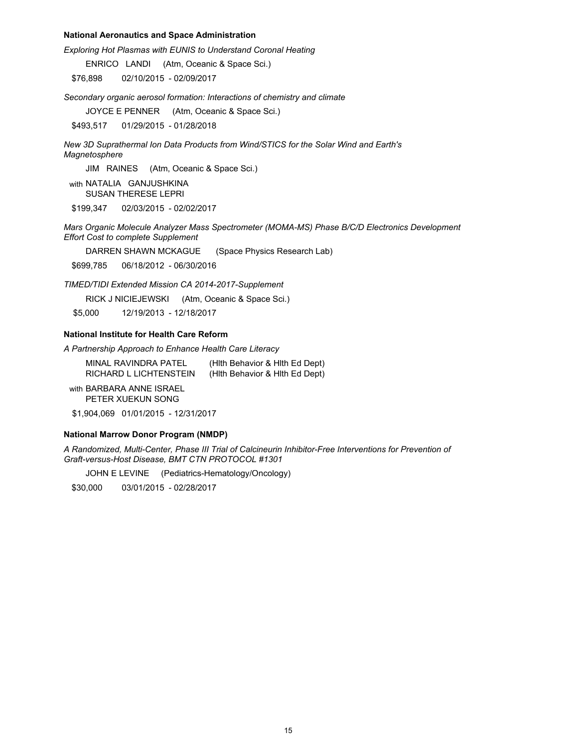**National Aeronautics and Space Administration**

*Exploring Hot Plasmas with EUNIS to Understand Coronal Heating*

ENRICO LANDI (Atm, Oceanic & Space Sci.)

$76,898 02/10/2015 - 02/09/2017

*Secondary organic aerosol formation: Interactions of chemistry and climate*

JOYCE E PENNER (Atm, Oceanic & Space Sci.)

$493,517 01/29/2015 - 01/28/2018

*New 3D Suprathermal Ion Data Products from Wind/STICS for the Solar Wind and Earth's Magnetosphere*

JIM RAINES (Atm, Oceanic & Space Sci.)

with NATALIA GANJUSHKINA
SUSAN THERESE LEPRI

$199,347 02/03/2015 - 02/02/2017

*Mars Organic Molecule Analyzer Mass Spectrometer (MOMA-MS) Phase B/C/D Electronics Development Effort Cost to complete Supplement*

DARREN SHAWN MCKAGUE (Space Physics Research Lab)

$699,785 06/18/2012 - 06/30/2016

*TIMED/TIDI Extended Mission CA 2014-2017-Supplement*

RICK J NICIEJEWSKI (Atm, Oceanic & Space Sci.)

$5,000 12/19/2013 - 12/18/2017

**National Institute for Health Care Reform**

*A Partnership Approach to Enhance Health Care Literacy*

MINAL RAVINDRA PATEL (Hlth Behavior & Hlth Ed Dept)
RICHARD L LICHTENSTEIN (Hlth Behavior & Hlth Ed Dept)

with BARBARA ANNE ISRAEL
PETER XUEKUN SONG

$1,904,069 01/01/2015 - 12/31/2017

**National Marrow Donor Program (NMDP)**

*A Randomized, Multi-Center, Phase III Trial of Calcineurin Inhibitor-Free Interventions for Prevention of Graft-versus-Host Disease, BMT CTN PROTOCOL #1301*

JOHN E LEVINE (Pediatrics-Hematology/Oncology)

$30,000 03/01/2015 - 02/28/2017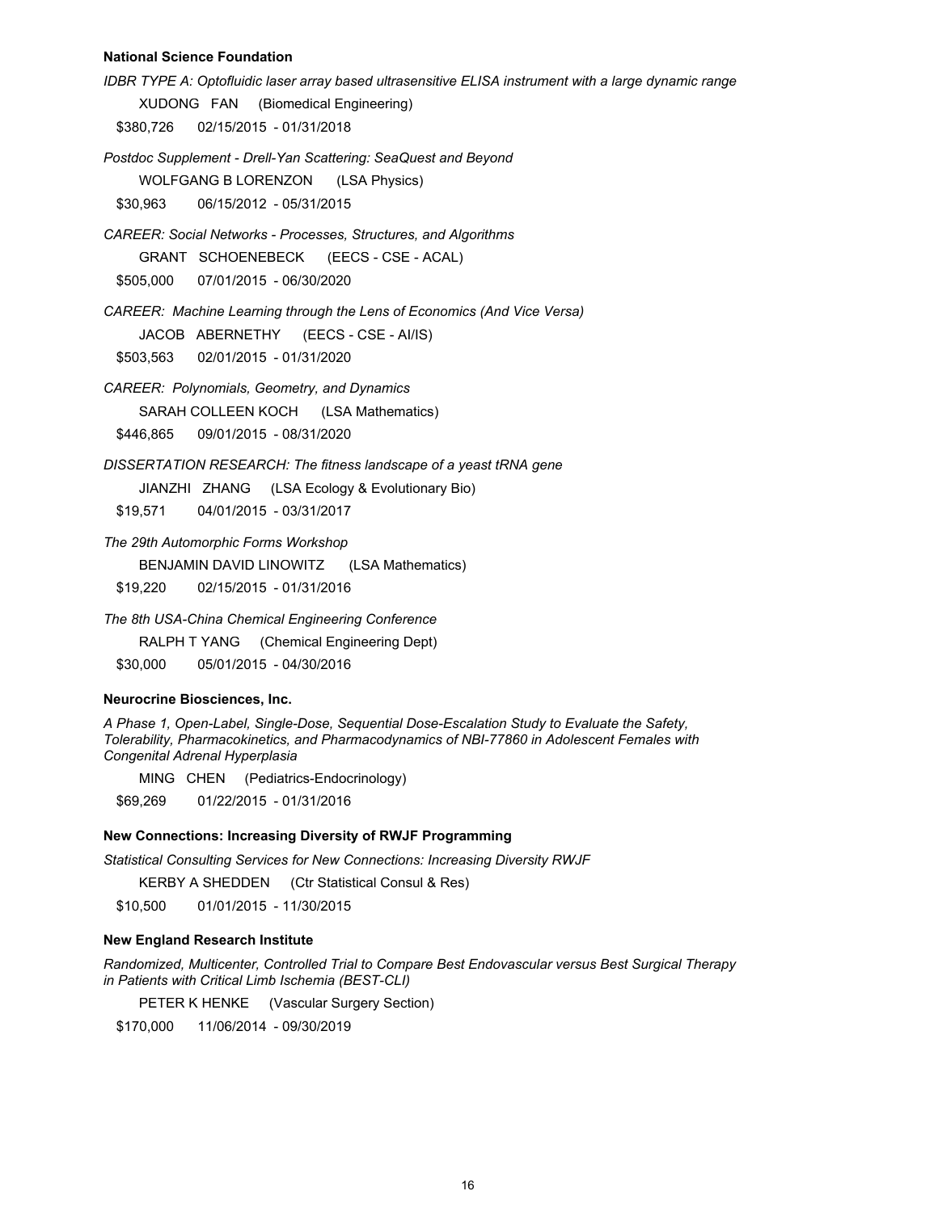**National Science Foundation**

*IDBR TYPE A: Optofluidic laser array based ultrasensitive ELISA instrument with a large dynamic range*

XUDONG FAN (Biomedical Engineering)

$380,726 02/15/2015 - 01/31/2018

*Postdoc Supplement - Drell-Yan Scattering: SeaQuest and Beyond*

WOLFGANG B LORENZON (LSA Physics)

$30,963 06/15/2012 - 05/31/2015

*CAREER: Social Networks - Processes, Structures, and Algorithms*

GRANT SCHOENEBECK (EECS - CSE - ACAL)

$505,000 07/01/2015 - 06/30/2020

*CAREER: Machine Learning through the Lens of Economics (And Vice Versa)*

JACOB ABERNETHY (EECS - CSE - AI/IS)

$503,563 02/01/2015 - 01/31/2020

*CAREER: Polynomials, Geometry, and Dynamics*

SARAH COLLEEN KOCH (LSA Mathematics)

$446,865 09/01/2015 - 08/31/2020

*DISSERTATION RESEARCH: The fitness landscape of a yeast tRNA gene*

JIANZHI ZHANG (LSA Ecology & Evolutionary Bio)

$19,571 04/01/2015 - 03/31/2017

*The 29th Automorphic Forms Workshop*

BENJAMIN DAVID LINOWITZ (LSA Mathematics)

$19,220 02/15/2015 - 01/31/2016

*The 8th USA-China Chemical Engineering Conference*

RALPH T YANG (Chemical Engineering Dept)

$30,000 05/01/2015 - 04/30/2016

**Neurocrine Biosciences, Inc.**

*A Phase 1, Open-Label, Single-Dose, Sequential Dose-Escalation Study to Evaluate the Safety, Tolerability, Pharmacokinetics, and Pharmacodynamics of NBI-77860 in Adolescent Females with Congenital Adrenal Hyperplasia*

MING CHEN (Pediatrics-Endocrinology)

$69,269 01/22/2015 - 01/31/2016

**New Connections: Increasing Diversity of RWJF Programming**

*Statistical Consulting Services for New Connections: Increasing Diversity RWJF*

KERBY A SHEDDEN (Ctr Statistical Consul & Res)

$10,500 01/01/2015 - 11/30/2015

**New England Research Institute**

*Randomized, Multicenter, Controlled Trial to Compare Best Endovascular versus Best Surgical Therapy in Patients with Critical Limb Ischemia (BEST-CLI)*

PETER K HENKE (Vascular Surgery Section)

$170,000 11/06/2014 - 09/30/2019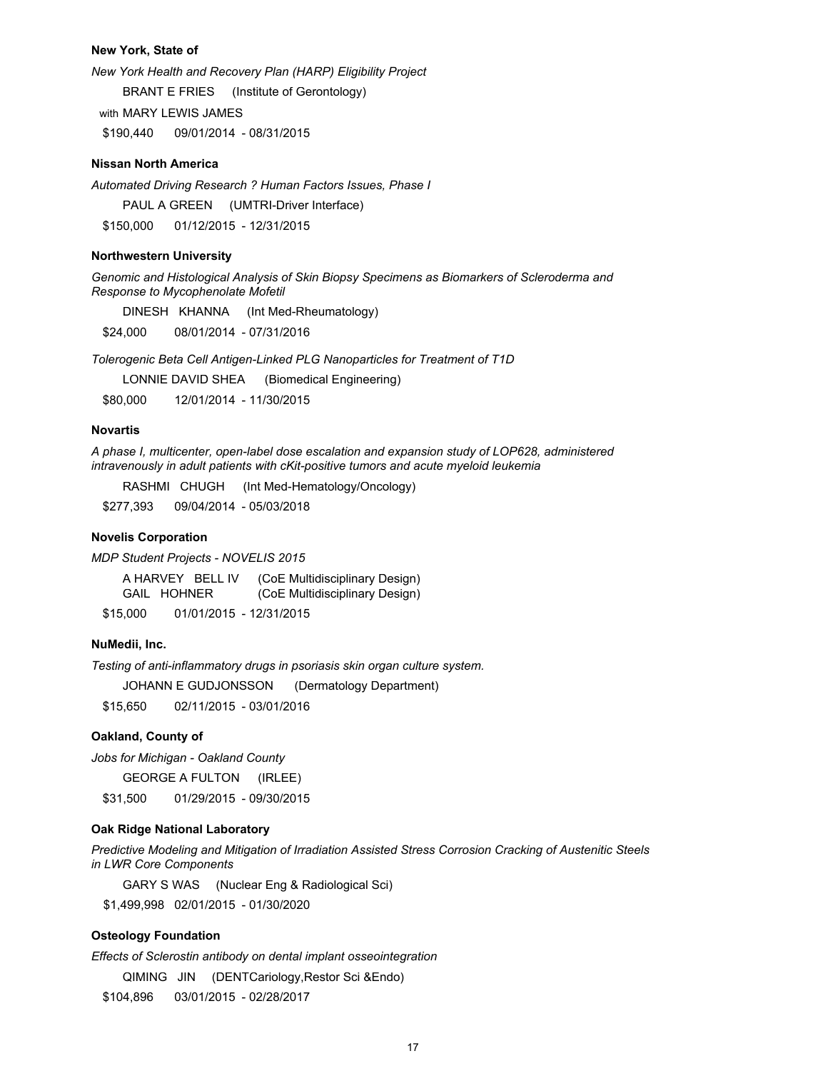**New York, State of**

*New York Health and Recovery Plan (HARP) Eligibility Project*

BRANT E FRIES (Institute of Gerontology)

with MARY LEWIS JAMES

$190,440 09/01/2014 - 08/31/2015

**Nissan North America**

*Automated Driving Research ? Human Factors Issues, Phase I*

PAUL A GREEN (UMTRI-Driver Interface)

$150,000 01/12/2015 - 12/31/2015

**Northwestern University**

*Genomic and Histological Analysis of Skin Biopsy Specimens as Biomarkers of Scleroderma and Response to Mycophenolate Mofetil*

DINESH KHANNA (Int Med-Rheumatology)

$24,000 08/01/2014 - 07/31/2016

*Tolerogenic Beta Cell Antigen-Linked PLG Nanoparticles for Treatment of T1D*

LONNIE DAVID SHEA (Biomedical Engineering)

$80,000 12/01/2014 - 11/30/2015

**Novartis**

*A phase I, multicenter, open-label dose escalation and expansion study of LOP628, administered intravenously in adult patients with cKit-positive tumors and acute myeloid leukemia*

RASHMI CHUGH (Int Med-Hematology/Oncology)

$277,393 09/04/2014 - 05/03/2018

**Novelis Corporation**

*MDP Student Projects - NOVELIS 2015*

A HARVEY BELL IV (CoE Multidisciplinary Design)
GAIL HOHNER (CoE Multidisciplinary Design)

$15,000 01/01/2015 - 12/31/2015

**NuMedii, Inc.**

*Testing of anti-inflammatory drugs in psoriasis skin organ culture system.*

JOHANN E GUDJONSSON (Dermatology Department)

$15,650 02/11/2015 - 03/01/2016

**Oakland, County of**

*Jobs for Michigan - Oakland County*

GEORGE A FULTON (IRLEE)

$31,500 01/29/2015 - 09/30/2015

**Oak Ridge National Laboratory**

*Predictive Modeling and Mitigation of Irradiation Assisted Stress Corrosion Cracking of Austenitic Steels in LWR Core Components*

GARY S WAS (Nuclear Eng & Radiological Sci)

$1,499,998 02/01/2015 - 01/30/2020

**Osteology Foundation**

*Effects of Sclerostin antibody on dental implant osseointegration*

QIMING JIN (DENTCariology,Restor Sci &Endo)

$104,896 03/01/2015 - 02/28/2017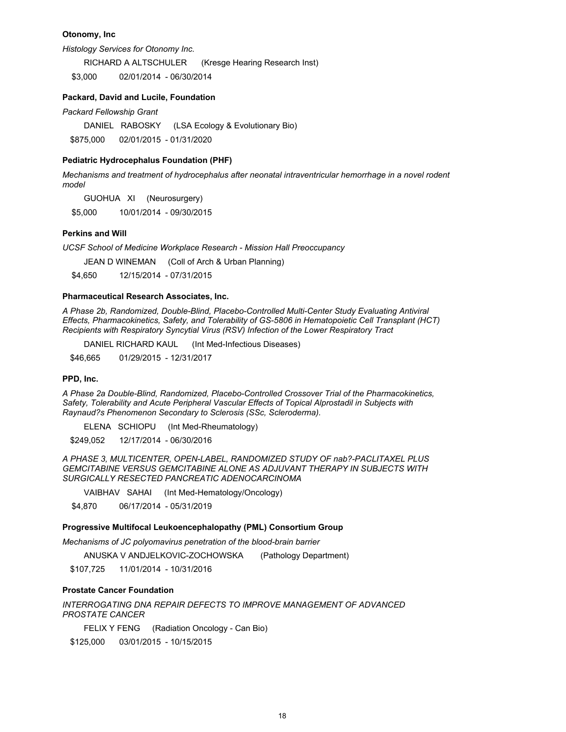**Otonomy, Inc**

*Histology Services for Otonomy Inc.*

RICHARD A ALTSCHULER (Kresge Hearing Research Inst)

$3,000 02/01/2014 - 06/30/2014

**Packard, David and Lucile, Foundation**

*Packard Fellowship Grant*

DANIEL RABOSKY (LSA Ecology & Evolutionary Bio)

$875,000 02/01/2015 - 01/31/2020

**Pediatric Hydrocephalus Foundation (PHF)**

*Mechanisms and treatment of hydrocephalus after neonatal intraventricular hemorrhage in a novel rodent model*

GUOHUA XI (Neurosurgery)

$5,000 10/01/2014 - 09/30/2015

**Perkins and Will**

*UCSF School of Medicine Workplace Research - Mission Hall Preoccupancy*

JEAN D WINEMAN (Coll of Arch & Urban Planning)

$4,650 12/15/2014 - 07/31/2015

**Pharmaceutical Research Associates, Inc.**

*A Phase 2b, Randomized, Double-Blind, Placebo-Controlled Multi-Center Study Evaluating Antiviral Effects, Pharmacokinetics, Safety, and Tolerability of GS-5806 in Hematopoietic Cell Transplant (HCT) Recipients with Respiratory Syncytial Virus (RSV) Infection of the Lower Respiratory Tract*

DANIEL RICHARD KAUL (Int Med-Infectious Diseases)

$46,665 01/29/2015 - 12/31/2017

**PPD, Inc.**

*A Phase 2a Double-Blind, Randomized, Placebo-Controlled Crossover Trial of the Pharmacokinetics, Safety, Tolerability and Acute Peripheral Vascular Effects of Topical Alprostadil in Subjects with Raynaud?s Phenomenon Secondary to Sclerosis (SSc, Scleroderma).*

ELENA SCHIOPU (Int Med-Rheumatology)

$249,052 12/17/2014 - 06/30/2016

*A PHASE 3, MULTICENTER, OPEN-LABEL, RANDOMIZED STUDY OF nab?-PACLITAXEL PLUS GEMCITABINE VERSUS GEMCITABINE ALONE AS ADJUVANT THERAPY IN SUBJECTS WITH SURGICALLY RESECTED PANCREATIC ADENOCARCINOMA*

VAIBHAV SAHAI (Int Med-Hematology/Oncology)

$4,870 06/17/2014 - 05/31/2019

**Progressive Multifocal Leukoencephalopathy (PML) Consortium Group**

*Mechanisms of JC polyomavirus penetration of the blood-brain barrier*

ANUSKA V ANDJELKOVIC-ZOCHOWSKA (Pathology Department)

$107,725 11/01/2014 - 10/31/2016

**Prostate Cancer Foundation**

*INTERROGATING DNA REPAIR DEFECTS TO IMPROVE MANAGEMENT OF ADVANCED PROSTATE CANCER*

FELIX Y FENG (Radiation Oncology - Can Bio)

$125,000 03/01/2015 - 10/15/2015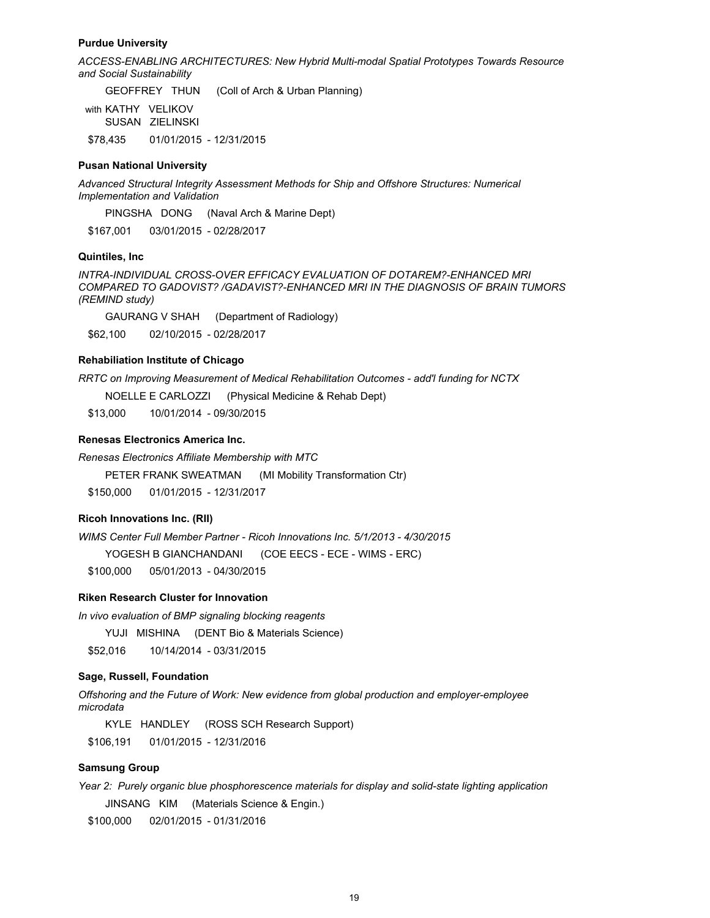**Purdue University**

*ACCESS-ENABLING ARCHITECTURES: New Hybrid Multi-modal Spatial Prototypes Towards Resource and Social Sustainability*

GEOFFREY THUN (Coll of Arch & Urban Planning)

with KATHY VELIKOV
SUSAN ZIELINSKI

$78,435 01/01/2015 - 12/31/2015

**Pusan National University**

*Advanced Structural Integrity Assessment Methods for Ship and Offshore Structures: Numerical Implementation and Validation*

PINGSHA DONG (Naval Arch & Marine Dept)

$167,001 03/01/2015 - 02/28/2017

**Quintiles, Inc**

*INTRA-INDIVIDUAL CROSS-OVER EFFICACY EVALUATION OF DOTAREM?-ENHANCED MRI COMPARED TO GADOVIST? /GADAVIST?-ENHANCED MRI IN THE DIAGNOSIS OF BRAIN TUMORS (REMIND study)*

GAURANG V SHAH (Department of Radiology)

$62,100 02/10/2015 - 02/28/2017

**Rehabiliation Institute of Chicago**

*RRTC on Improving Measurement of Medical Rehabilitation Outcomes - add'l funding for NCTX*

NOELLE E CARLOZZI (Physical Medicine & Rehab Dept)

$13,000 10/01/2014 - 09/30/2015

**Renesas Electronics America Inc.**

*Renesas Electronics Affiliate Membership with MTC*

PETER FRANK SWEATMAN (MI Mobility Transformation Ctr)

$150,000 01/01/2015 - 12/31/2017

**Ricoh Innovations Inc. (RII)**

*WIMS Center Full Member Partner - Ricoh Innovations Inc. 5/1/2013 - 4/30/2015*

YOGESH B GIANCHANDANI (COE EECS - ECE - WIMS - ERC)

$100,000 05/01/2013 - 04/30/2015

**Riken Research Cluster for Innovation**

*In vivo evaluation of BMP signaling blocking reagents*

YUJI MISHINA (DENT Bio & Materials Science)

$52,016 10/14/2014 - 03/31/2015

**Sage, Russell, Foundation**

*Offshoring and the Future of Work: New evidence from global production and employer-employee microdata*

KYLE HANDLEY (ROSS SCH Research Support)

$106,191 01/01/2015 - 12/31/2016

**Samsung Group**

*Year 2: Purely organic blue phosphorescence materials for display and solid-state lighting application*

JINSANG KIM (Materials Science & Engin.)

$100,000 02/01/2015 - 01/31/2016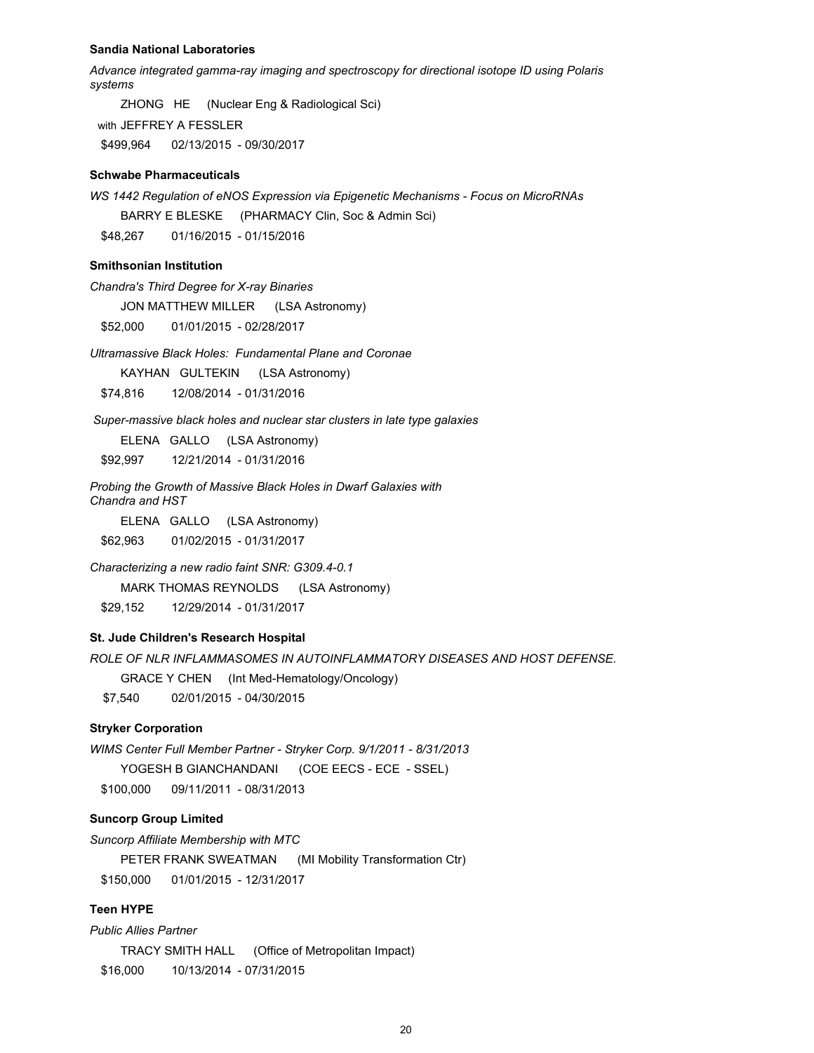**Sandia National Laboratories**

*Advance integrated gamma-ray imaging and spectroscopy for directional isotope ID using Polaris systems*

ZHONG HE (Nuclear Eng & Radiological Sci)

with JEFFREY A FESSLER

$499,964 02/13/2015 - 09/30/2017

**Schwabe Pharmaceuticals**

*WS 1442 Regulation of eNOS Expression via Epigenetic Mechanisms - Focus on MicroRNAs*

BARRY E BLESKE (PHARMACY Clin, Soc & Admin Sci)

$48,267 01/16/2015 - 01/15/2016

**Smithsonian Institution**

*Chandra's Third Degree for X-ray Binaries*

JON MATTHEW MILLER (LSA Astronomy)

$52,000 01/01/2015 - 02/28/2017

*Ultramassive Black Holes: Fundamental Plane and Coronae*

KAYHAN GULTEKIN (LSA Astronomy)

$74,816 12/08/2014 - 01/31/2016

*Super-massive black holes and nuclear star clusters in late type galaxies*

ELENA GALLO (LSA Astronomy)

$92,997 12/21/2014 - 01/31/2016

*Probing the Growth of Massive Black Holes in Dwarf Galaxies with Chandra and HST*

ELENA GALLO (LSA Astronomy)

$62,963 01/02/2015 - 01/31/2017

*Characterizing a new radio faint SNR: G309.4-0.1*

MARK THOMAS REYNOLDS (LSA Astronomy)

$29,152 12/29/2014 - 01/31/2017

**St. Jude Children's Research Hospital**

*ROLE OF NLR INFLAMMASOMES IN AUTOINFLAMMATORY DISEASES AND HOST DEFENSE.*

GRACE Y CHEN (Int Med-Hematology/Oncology)

$7,540 02/01/2015 - 04/30/2015

**Stryker Corporation**

*WIMS Center Full Member Partner - Stryker Corp. 9/1/2011 - 8/31/2013*

YOGESH B GIANCHANDANI (COE EECS - ECE - SSEL)

$100,000 09/11/2011 - 08/31/2013

**Suncorp Group Limited**

*Suncorp Affiliate Membership with MTC*

PETER FRANK SWEATMAN (MI Mobility Transformation Ctr)

$150,000 01/01/2015 - 12/31/2017

**Teen HYPE**

*Public Allies Partner*

TRACY SMITH HALL (Office of Metropolitan Impact)

$16,000 10/13/2014 - 07/31/2015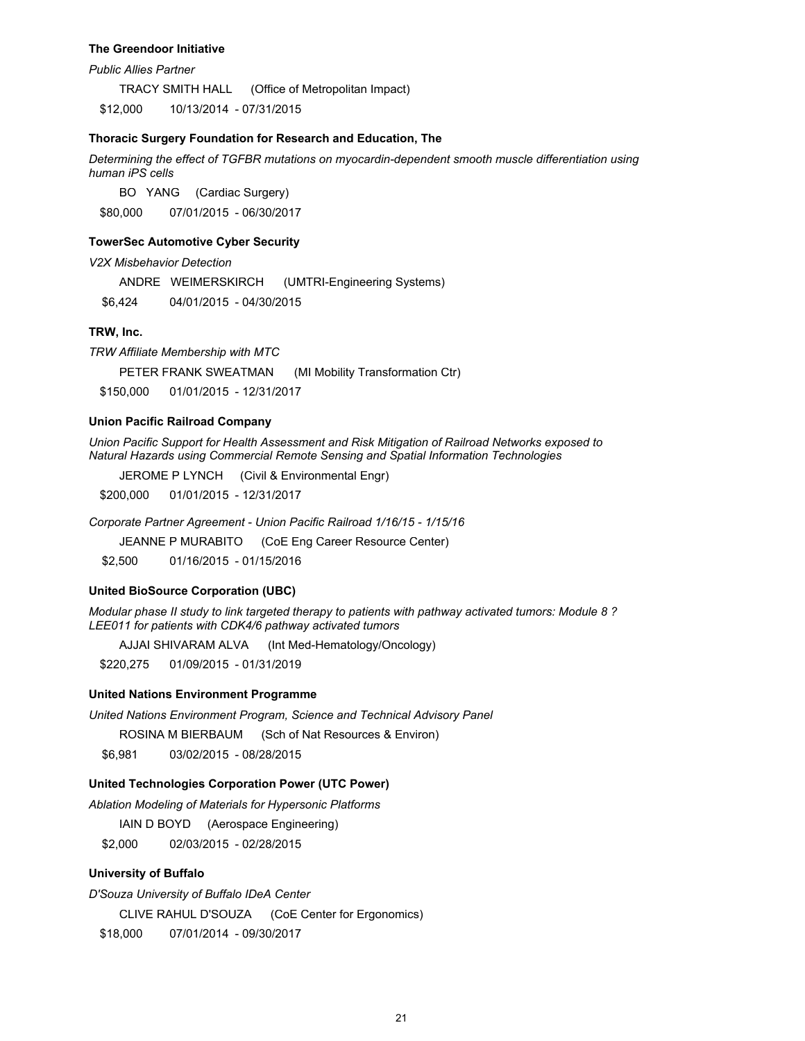**The Greendoor Initiative**

*Public Allies Partner*

TRACY SMITH HALL (Office of Metropolitan Impact)

$12,000 10/13/2014 - 07/31/2015

**Thoracic Surgery Foundation for Research and Education, The**

*Determining the effect of TGFBR mutations on myocardin-dependent smooth muscle differentiation using human iPS cells*

BO YANG (Cardiac Surgery)

$80,000 07/01/2015 - 06/30/2017

**TowerSec Automotive Cyber Security**

*V2X Misbehavior Detection*

ANDRE WEIMERSKIRCH (UMTRI-Engineering Systems)

$6,424 04/01/2015 - 04/30/2015

**TRW, Inc.**

*TRW Affiliate Membership with MTC*

PETER FRANK SWEATMAN (MI Mobility Transformation Ctr)

$150,000 01/01/2015 - 12/31/2017

**Union Pacific Railroad Company**

*Union Pacific Support for Health Assessment and Risk Mitigation of Railroad Networks exposed to Natural Hazards using Commercial Remote Sensing and Spatial Information Technologies*

JEROME P LYNCH (Civil & Environmental Engr)

$200,000 01/01/2015 - 12/31/2017

*Corporate Partner Agreement - Union Pacific Railroad 1/16/15 - 1/15/16*

JEANNE P MURABITO (CoE Eng Career Resource Center)

$2,500 01/16/2015 - 01/15/2016

**United BioSource Corporation (UBC)**

*Modular phase II study to link targeted therapy to patients with pathway activated tumors: Module 8 ? LEE011 for patients with CDK4/6 pathway activated tumors*

AJJAI SHIVARAM ALVA (Int Med-Hematology/Oncology)

$220,275 01/09/2015 - 01/31/2019

**United Nations Environment Programme**

*United Nations Environment Program, Science and Technical Advisory Panel*

ROSINA M BIERBAUM (Sch of Nat Resources & Environ)

$6,981 03/02/2015 - 08/28/2015

**United Technologies Corporation Power (UTC Power)**

*Ablation Modeling of Materials for Hypersonic Platforms*

IAIN D BOYD (Aerospace Engineering)

$2,000 02/03/2015 - 02/28/2015

**University of Buffalo**

*D'Souza University of Buffalo IDeA Center*

CLIVE RAHUL D'SOUZA (CoE Center for Ergonomics)

$18,000 07/01/2014 - 09/30/2017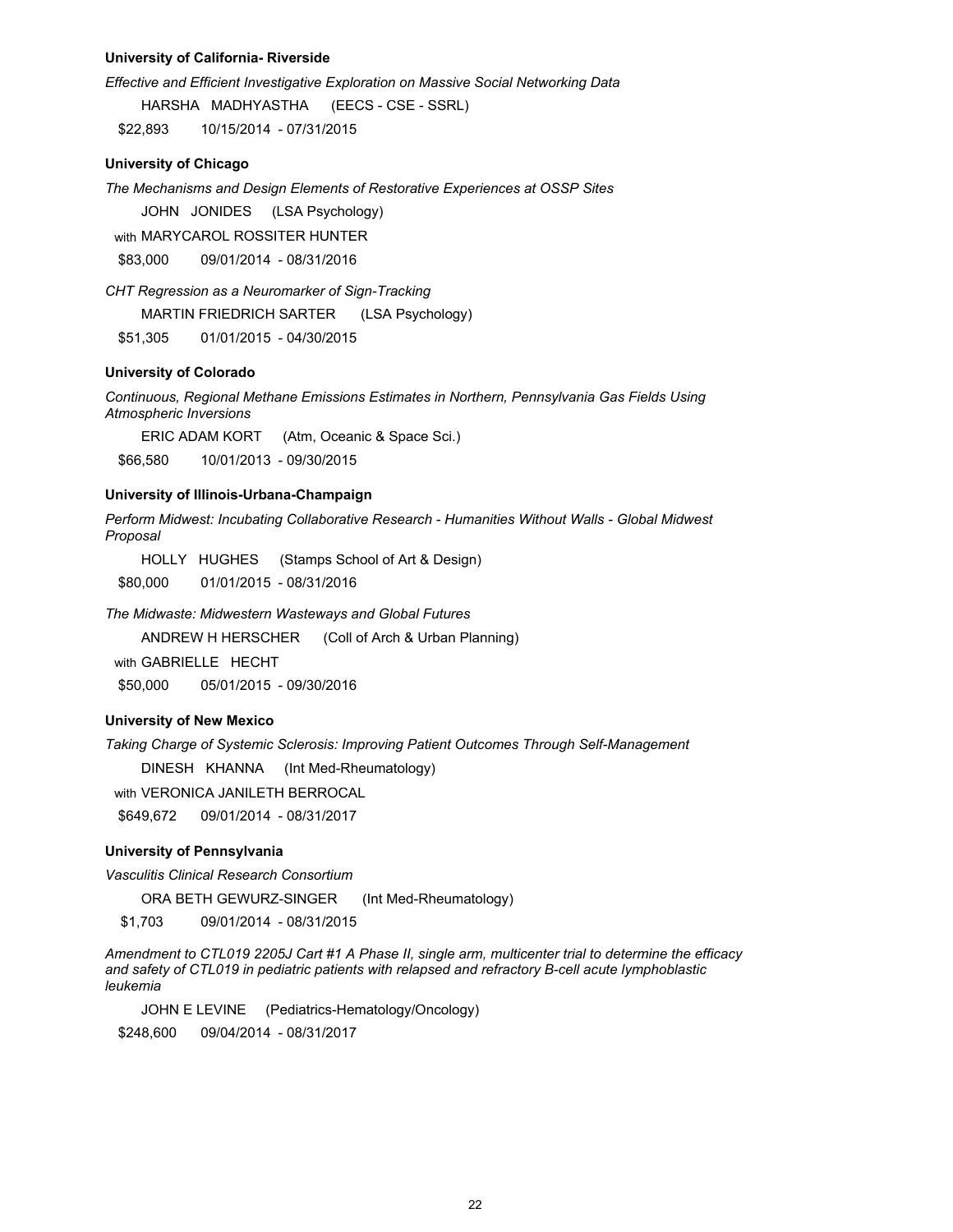**University of California- Riverside**

*Effective and Efficient Investigative Exploration on Massive Social Networking Data*

HARSHA MADHYASTHA (EECS - CSE - SSRL)

$22,893 10/15/2014 - 07/31/2015

**University of Chicago**

*The Mechanisms and Design Elements of Restorative Experiences at OSSP Sites*

JOHN JONIDES (LSA Psychology)

with MARYCAROL ROSSITER HUNTER

$83,000 09/01/2014 - 08/31/2016

*CHT Regression as a Neuromarker of Sign-Tracking*

MARTIN FRIEDRICH SARTER (LSA Psychology)

$51,305 01/01/2015 - 04/30/2015

**University of Colorado**

*Continuous, Regional Methane Emissions Estimates in Northern, Pennsylvania Gas Fields Using Atmospheric Inversions*

ERIC ADAM KORT (Atm, Oceanic & Space Sci.)

$66,580 10/01/2013 - 09/30/2015

**University of Illinois-Urbana-Champaign**

*Perform Midwest: Incubating Collaborative Research - Humanities Without Walls - Global Midwest Proposal*

HOLLY HUGHES (Stamps School of Art & Design)

$80,000 01/01/2015 - 08/31/2016

*The Midwaste: Midwestern Wasteways and Global Futures*

ANDREW H HERSCHER (Coll of Arch & Urban Planning)

with GABRIELLE HECHT

$50,000 05/01/2015 - 09/30/2016

**University of New Mexico**

*Taking Charge of Systemic Sclerosis: Improving Patient Outcomes Through Self-Management*

DINESH KHANNA (Int Med-Rheumatology)

with VERONICA JANILETH BERROCAL

$649,672 09/01/2014 - 08/31/2017

**University of Pennsylvania**

*Vasculitis Clinical Research Consortium*

ORA BETH GEWURZ-SINGER (Int Med-Rheumatology)

$1,703 09/01/2014 - 08/31/2015

*Amendment to CTL019 2205J Cart #1 A Phase II, single arm, multicenter trial to determine the efficacy and safety of CTL019 in pediatric patients with relapsed and refractory B-cell acute lymphoblastic leukemia*

JOHN E LEVINE (Pediatrics-Hematology/Oncology)

$248,600 09/04/2014 - 08/31/2017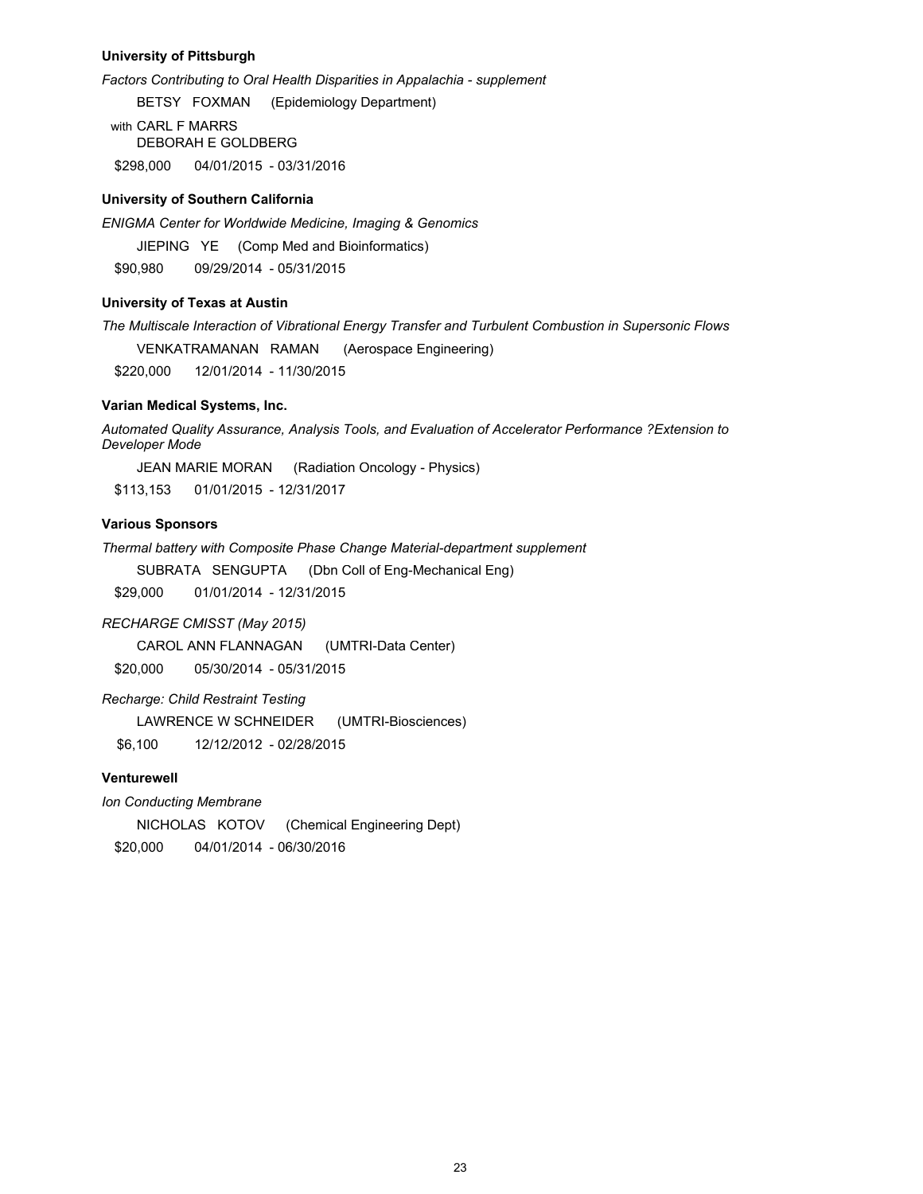**University of Pittsburgh**

*Factors Contributing to Oral Health Disparities in Appalachia - supplement*

BETSY FOXMAN (Epidemiology Department)

with CARL F MARRS
DEBORAH E GOLDBERG

$298,000 04/01/2015 - 03/31/2016

**University of Southern California**

*ENIGMA Center for Worldwide Medicine, Imaging & Genomics*

JIEPING YE (Comp Med and Bioinformatics)

$90,980 09/29/2014 - 05/31/2015

**University of Texas at Austin**

*The Multiscale Interaction of Vibrational Energy Transfer and Turbulent Combustion in Supersonic Flows*

VENKATRAMANAN RAMAN (Aerospace Engineering)

$220,000 12/01/2014 - 11/30/2015

**Varian Medical Systems, Inc.**

*Automated Quality Assurance, Analysis Tools, and Evaluation of Accelerator Performance ?Extension to Developer Mode*

JEAN MARIE MORAN (Radiation Oncology - Physics)

$113,153 01/01/2015 - 12/31/2017

**Various Sponsors**

*Thermal battery with Composite Phase Change Material-department supplement*

SUBRATA SENGUPTA (Dbn Coll of Eng-Mechanical Eng)

$29,000 01/01/2014 - 12/31/2015

*RECHARGE CMISST (May 2015)*

CAROL ANN FLANNAGAN (UMTRI-Data Center)

$20,000 05/30/2014 - 05/31/2015

*Recharge: Child Restraint Testing*

LAWRENCE W SCHNEIDER (UMTRI-Biosciences)

$6,100 12/12/2012 - 02/28/2015

**Venturewell**

*Ion Conducting Membrane*

NICHOLAS KOTOV (Chemical Engineering Dept)

$20,000 04/01/2014 - 06/30/2016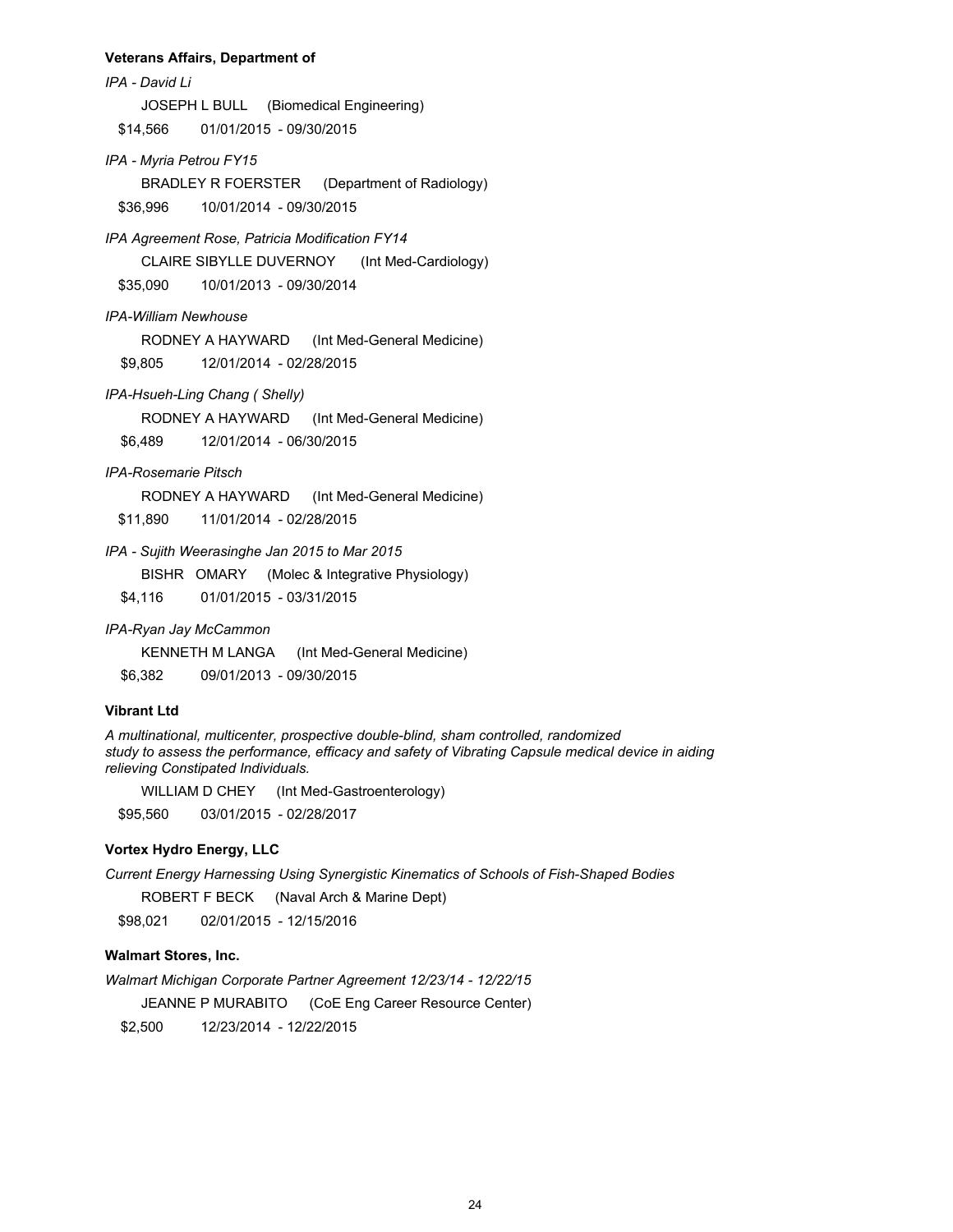**Veterans Affairs, Department of**

*IPA - David Li*

JOSEPH L BULL (Biomedical Engineering)

$14,566 01/01/2015 - 09/30/2015

*IPA - Myria Petrou FY15*

BRADLEY R FOERSTER (Department of Radiology)

$36,996 10/01/2014 - 09/30/2015

*IPA Agreement Rose, Patricia Modification FY14*

CLAIRE SIBYLLE DUVERNOY (Int Med-Cardiology)

$35,090 10/01/2013 - 09/30/2014

*IPA-William Newhouse*

RODNEY A HAYWARD (Int Med-General Medicine)

$9,805 12/01/2014 - 02/28/2015

*IPA-Hsueh-Ling Chang ( Shelly)*

RODNEY A HAYWARD (Int Med-General Medicine)

$6,489 12/01/2014 - 06/30/2015

*IPA-Rosemarie Pitsch*

RODNEY A HAYWARD (Int Med-General Medicine)

$11,890 11/01/2014 - 02/28/2015

*IPA - Sujith Weerasinghe Jan 2015 to Mar 2015*

BISHR OMARY (Molec & Integrative Physiology)

$4,116 01/01/2015 - 03/31/2015

*IPA-Ryan Jay McCammon*

KENNETH M LANGA (Int Med-General Medicine)

$6,382 09/01/2013 - 09/30/2015

**Vibrant Ltd**

*A multinational, multicenter, prospective double-blind, sham controlled, randomized study to assess the performance, efficacy and safety of Vibrating Capsule medical device in aiding relieving Constipated Individuals.*

WILLIAM D CHEY (Int Med-Gastroenterology)

$95,560 03/01/2015 - 02/28/2017

**Vortex Hydro Energy, LLC**

*Current Energy Harnessing Using Synergistic Kinematics of Schools of Fish-Shaped Bodies*

ROBERT F BECK (Naval Arch & Marine Dept)

$98,021 02/01/2015 - 12/15/2016

**Walmart Stores, Inc.**

*Walmart Michigan Corporate Partner Agreement 12/23/14 - 12/22/15*

JEANNE P MURABITO (CoE Eng Career Resource Center)

$2,500 12/23/2014 - 12/22/2015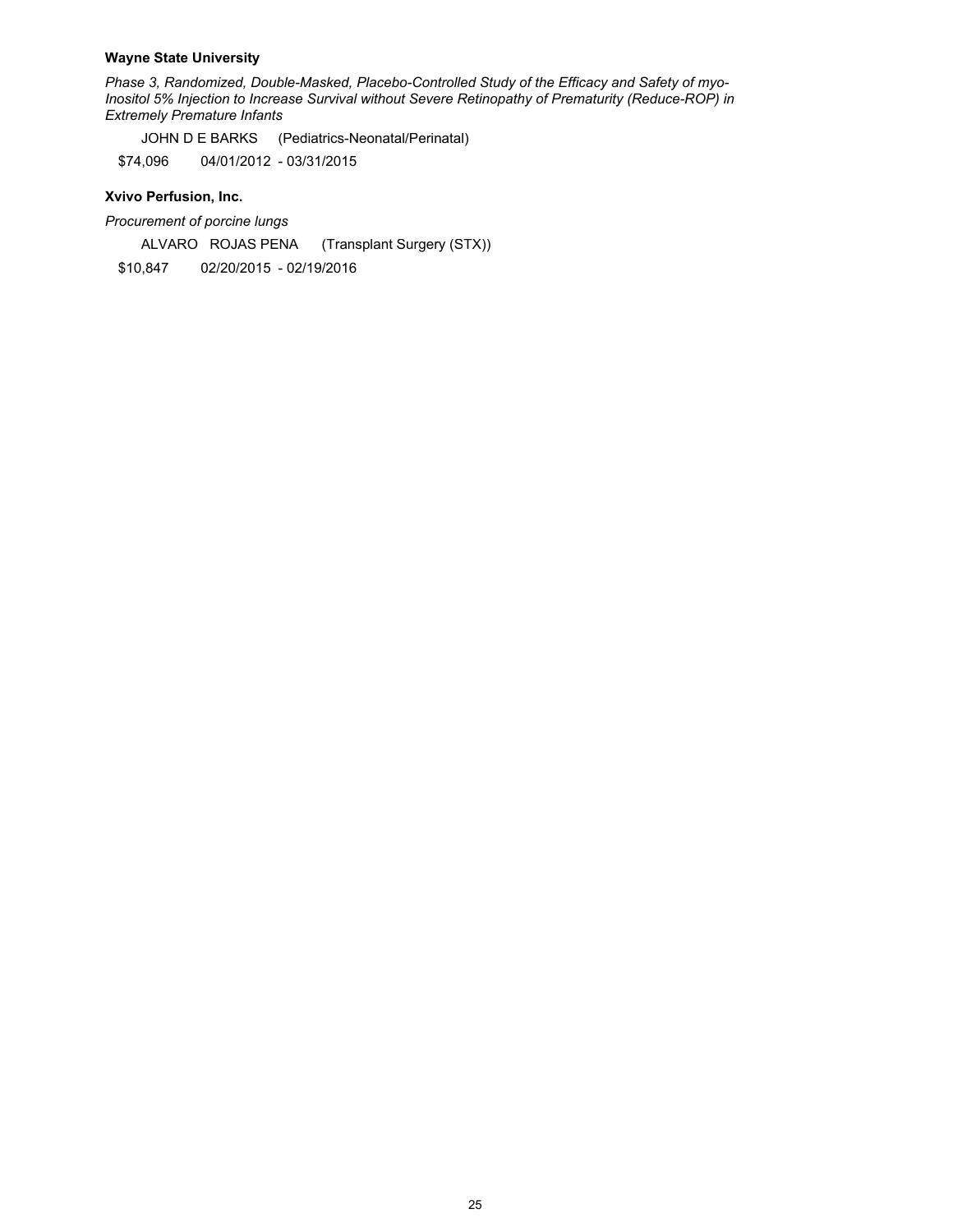**Wayne State University**

*Phase 3, Randomized, Double-Masked, Placebo-Controlled Study of the Efficacy and Safety of myo-Inositol 5% Injection to Increase Survival without Severe Retinopathy of Prematurity (Reduce-ROP) in Extremely Premature Infants*

JOHN D E BARKS (Pediatrics-Neonatal/Perinatal)

$74,096 04/01/2012 - 03/31/2015

**Xvivo Perfusion, Inc.**

*Procurement of porcine lungs*

ALVARO ROJAS PENA (Transplant Surgery (STX))

$10,847 02/20/2015 - 02/19/2016